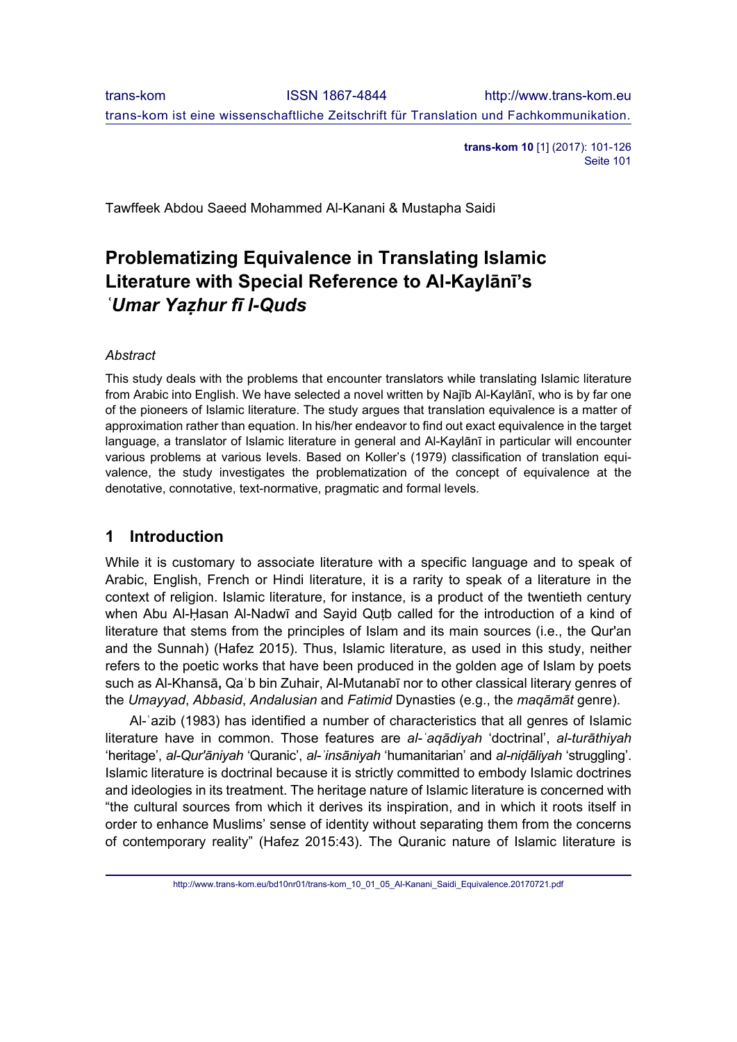Tawffeek Abdou Saeed Mohammed Al-Kanani & Mustapha Saidi

# Problematizing Equivalence in Translating Islamic Literature with Special Reference to Al-Kaylānī's *ʿUmar Yaẓhur fī l-Quds*

*Abstract*

This study deals with the problems that encounter translators while translating Islamic literature from Arabic into English. We have selected a novel written by Najīb Al-Kaylānī, who is by far one of the pioneers of Islamic literature. The study argues that translation equivalence is a matter of approximation rather than equation. In his/her endeavor to find out exact equivalence in the target language, a translator of Islamic literature in general and Al-Kaylānī in particular will encounter various problems at various levels. Based on Koller's (1979) classification of translation equivalence, the study investigates the problematization of the concept of equivalence at the denotative, connotative, text-normative, pragmatic and formal levels.

## 1 Introduction

While it is customary to associate literature with a specific language and to speak of Arabic, English, French or Hindi literature, it is a rarity to speak of a literature in the context of religion. Islamic literature, for instance, is a product of the twentieth century when Abu Al-Ḥasan Al-Nadwī and Sayid Quṭb called for the introduction of a kind of literature that stems from the principles of Islam and its main sources (i.e., the Qur'an and the Sunnah) (Hafez 2015). Thus, Islamic literature, as used in this study, neither refers to the poetic works that have been produced in the golden age of Islam by poets such as Al-Khansā**,** Qaʿb bin Zuhair, Al-Mutanabī nor to other classical literary genres of the *Umayyad*, *Abbasid*, *Andalusian* and *Fatimid* Dynasties (e.g., the *maqāmāt* genre).

Al-ʿazib (1983) has identified a number of characteristics that all genres of Islamic literature have in common. Those features are *al-ʿaqādiyah* 'doctrinal', *al-turāthiyah* 'heritage', *al-Qur'āniyah* 'Quranic', *al-ʾinsāniyah* 'humanitarian' and *al-niḍāliyah* 'struggling'. Islamic literature is doctrinal because it is strictly committed to embody Islamic doctrines and ideologies in its treatment. The heritage nature of Islamic literature is concerned with "the cultural sources from which it derives its inspiration, and in which it roots itself in order to enhance Muslims' sense of identity without separating them from the concerns of contemporary reality" (Hafez 2015:43). The Quranic nature of Islamic literature is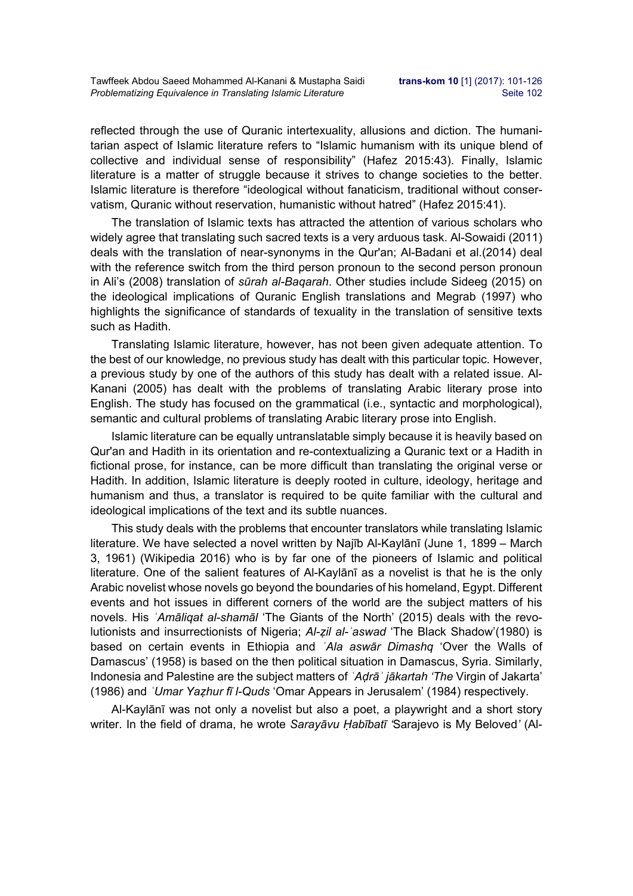reflected through the use of Quranic intertexuality, allusions and diction. The humanitarian aspect of Islamic literature refers to "Islamic humanism with its unique blend of collective and individual sense of responsibility" (Hafez 2015:43). Finally, Islamic literature is a matter of struggle because it strives to change societies to the better. Islamic literature is therefore "ideological without fanaticism, traditional without conservatism, Quranic without reservation, humanistic without hatred" (Hafez 2015:41).

The translation of Islamic texts has attracted the attention of various scholars who widely agree that translating such sacred texts is a very arduous task. Al-Sowaidi (2011) deals with the translation of near-synonyms in the Qur'an; Al-Badani et al.(2014) deal with the reference switch from the third person pronoun to the second person pronoun in Ali's (2008) translation of *sūrah al-Baqarah*. Other studies include Sideeg (2015) on the ideological implications of Quranic English translations and Megrab (1997) who highlights the significance of standards of texuality in the translation of sensitive texts such as Hadith.

Translating Islamic literature, however, has not been given adequate attention. To the best of our knowledge, no previous study has dealt with this particular topic. However, a previous study by one of the authors of this study has dealt with a related issue. Al-Kanani (2005) has dealt with the problems of translating Arabic literary prose into English. The study has focused on the grammatical (i.e., syntactic and morphological), semantic and cultural problems of translating Arabic literary prose into English.

Islamic literature can be equally untranslatable simply because it is heavily based on Qur'an and Hadith in its orientation and re-contextualizing a Quranic text or a Hadith in fictional prose, for instance, can be more difficult than translating the original verse or Hadith. In addition, Islamic literature is deeply rooted in culture, ideology, heritage and humanism and thus, a translator is required to be quite familiar with the cultural and ideological implications of the text and its subtle nuances.

This study deals with the problems that encounter translators while translating Islamic literature. We have selected a novel written by Najīb Al-Kaylānī (June 1, 1899 – March 3, 1961) (Wikipedia 2016) who is by far one of the pioneers of Islamic and political literature. One of the salient features of Al-Kaylānī as a novelist is that he is the only Arabic novelist whose novels go beyond the boundaries of his homeland, Egypt. Different events and hot issues in different corners of the world are the subject matters of his novels. His *ʿAmāliqat al-shamāl* 'The Giants of the North' (2015) deals with the revolutionists and insurrectionists of Nigeria; *Al-ẓil al-ʾaswad* 'The Black Shadow'(1980) is based on certain events in Ethiopia and *ʿAla aswār Dimashq* 'Over the Walls of Damascus' (1958) is based on the then political situation in Damascus, Syria. Similarly, Indonesia and Palestine are the subject matters of *ʿAḍrāʾ jākartah 'The* Virgin of Jakarta' (1986) and *ʿUmar Yaẓhur fī l-Quds* 'Omar Appears in Jerusalem' (1984) respectively.

Al-Kaylānī was not only a novelist but also a poet, a playwright and a short story writer. In the field of drama, he wrote *Sarayāvu Ḥabībatī '*Sarajevo is My Beloved*'* (Al-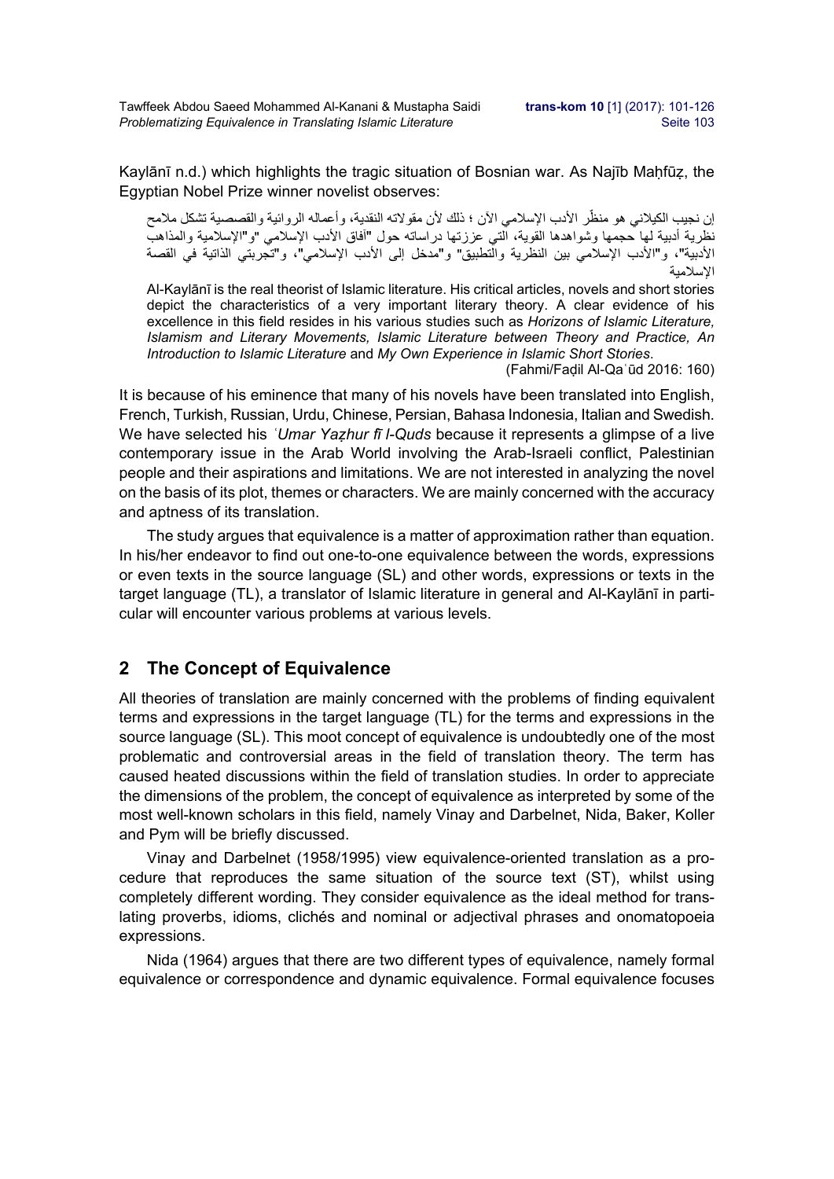Kaylānī n.d.) which highlights the tragic situation of Bosnian war. As Najīb Maḥfūẓ, the Egyptian Nobel Prize winner novelist observes:

> إن نجيب الكيلاني هو منظِّر الأدب الإسلامي الآن ؛ ذلك لأن مقولاته النقدية، وأعماله الروائية والقصصية تشكل ملامح نظرية أدبية لها حجمها وشواهدها القوية، التي عززتها دراساته حول "آفاق الأدب الإسلامي "و"الإسلامية والمذاهب الأدبية"، و"الأدب الإسلامي بين النظرية والتطبيق" و"مدخل إلى الأدب الإسلامي"، و"تجربتي الذاتية في القصة الإسلامية
>
> Al-Kaylānī is the real theorist of Islamic literature. His critical articles, novels and short stories depict the characteristics of a very important literary theory. A clear evidence of his excellence in this field resides in his various studies such as *Horizons of Islamic Literature, Islamism and Literary Movements, Islamic Literature between Theory and Practice, An Introduction to Islamic Literature* and *My Own Experience in Islamic Short Stories*.
>
> (Fahmi/Faḍil Al-Qaʿūd 2016: 160)

It is because of his eminence that many of his novels have been translated into English, French, Turkish, Russian, Urdu, Chinese, Persian, Bahasa Indonesia, Italian and Swedish. We have selected his *ʿUmar Yaẓhur fī l-Quds* because it represents a glimpse of a live contemporary issue in the Arab World involving the Arab-Israeli conflict, Palestinian people and their aspirations and limitations. We are not interested in analyzing the novel on the basis of its plot, themes or characters. We are mainly concerned with the accuracy and aptness of its translation.

The study argues that equivalence is a matter of approximation rather than equation. In his/her endeavor to find out one-to-one equivalence between the words, expressions or even texts in the source language (SL) and other words, expressions or texts in the target language (TL), a translator of Islamic literature in general and Al-Kaylānī in particular will encounter various problems at various levels.

## 2 The Concept of Equivalence

All theories of translation are mainly concerned with the problems of finding equivalent terms and expressions in the target language (TL) for the terms and expressions in the source language (SL). This moot concept of equivalence is undoubtedly one of the most problematic and controversial areas in the field of translation theory. The term has caused heated discussions within the field of translation studies. In order to appreciate the dimensions of the problem, the concept of equivalence as interpreted by some of the most well-known scholars in this field, namely Vinay and Darbelnet, Nida, Baker, Koller and Pym will be briefly discussed.

Vinay and Darbelnet (1958/1995) view equivalence-oriented translation as a procedure that reproduces the same situation of the source text (ST), whilst using completely different wording. They consider equivalence as the ideal method for translating proverbs, idioms, clichés and nominal or adjectival phrases and onomatopoeia expressions.

Nida (1964) argues that there are two different types of equivalence, namely formal equivalence or correspondence and dynamic equivalence. Formal equivalence focuses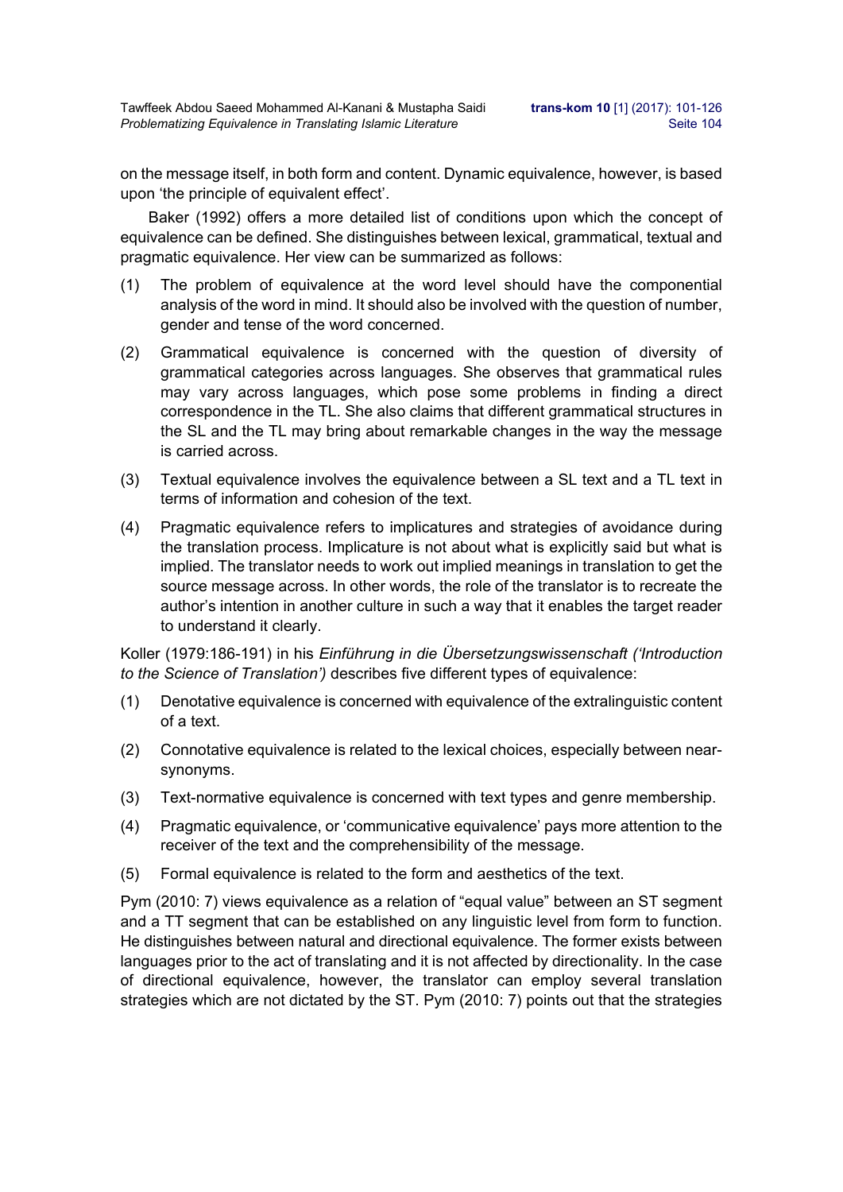on the message itself, in both form and content. Dynamic equivalence, however, is based upon 'the principle of equivalent effect'.

Baker (1992) offers a more detailed list of conditions upon which the concept of equivalence can be defined. She distinguishes between lexical, grammatical, textual and pragmatic equivalence. Her view can be summarized as follows:

(1) The problem of equivalence at the word level should have the componential analysis of the word in mind. It should also be involved with the question of number, gender and tense of the word concerned.

(2) Grammatical equivalence is concerned with the question of diversity of grammatical categories across languages. She observes that grammatical rules may vary across languages, which pose some problems in finding a direct correspondence in the TL. She also claims that different grammatical structures in the SL and the TL may bring about remarkable changes in the way the message is carried across.

(3) Textual equivalence involves the equivalence between a SL text and a TL text in terms of information and cohesion of the text.

(4) Pragmatic equivalence refers to implicatures and strategies of avoidance during the translation process. Implicature is not about what is explicitly said but what is implied. The translator needs to work out implied meanings in translation to get the source message across. In other words, the role of the translator is to recreate the author's intention in another culture in such a way that it enables the target reader to understand it clearly.

Koller (1979:186-191) in his *Einführung in die Übersetzungswissenschaft ('Introduction to the Science of Translation')* describes five different types of equivalence:

(1) Denotative equivalence is concerned with equivalence of the extralinguistic content of a text.

(2) Connotative equivalence is related to the lexical choices, especially between near-synonyms.

(3) Text-normative equivalence is concerned with text types and genre membership.

(4) Pragmatic equivalence, or 'communicative equivalence' pays more attention to the receiver of the text and the comprehensibility of the message.

(5) Formal equivalence is related to the form and aesthetics of the text.

Pym (2010: 7) views equivalence as a relation of "equal value" between an ST segment and a TT segment that can be established on any linguistic level from form to function. He distinguishes between natural and directional equivalence. The former exists between languages prior to the act of translating and it is not affected by directionality. In the case of directional equivalence, however, the translator can employ several translation strategies which are not dictated by the ST. Pym (2010: 7) points out that the strategies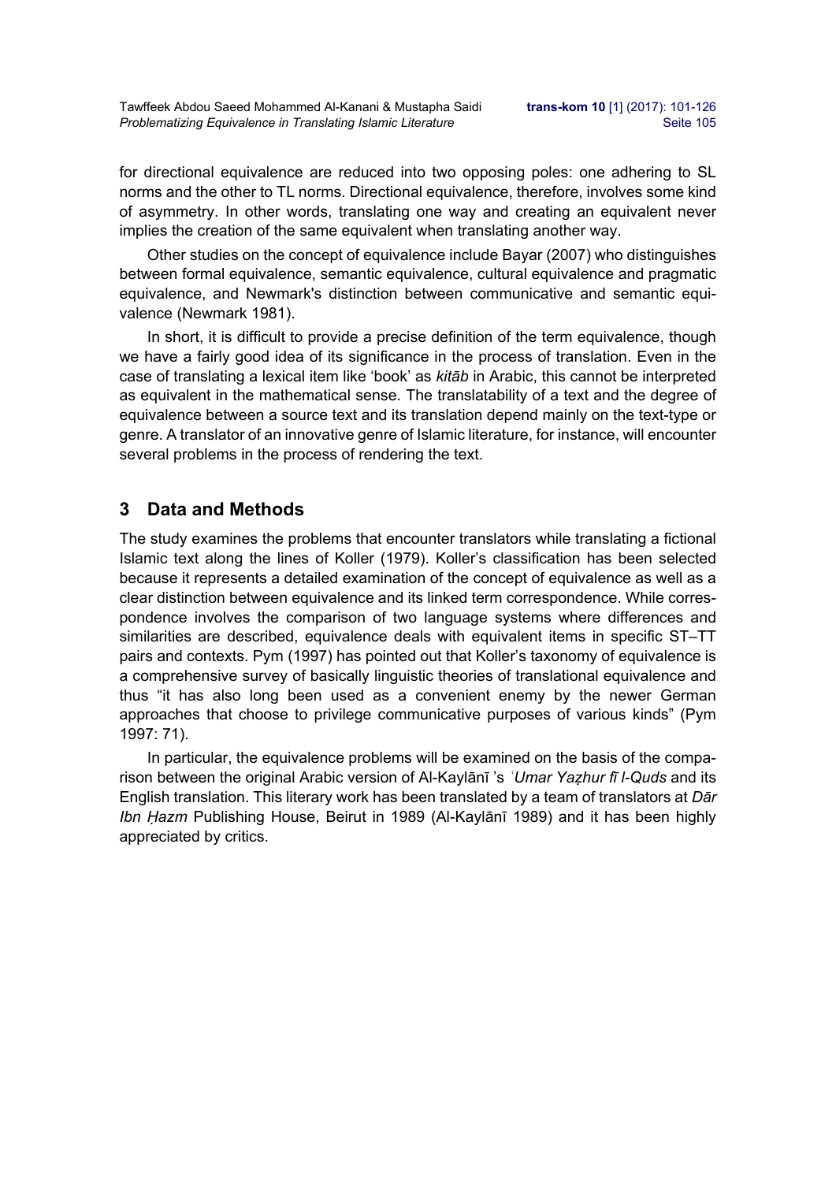for directional equivalence are reduced into two opposing poles: one adhering to SL norms and the other to TL norms. Directional equivalence, therefore, involves some kind of asymmetry. In other words, translating one way and creating an equivalent never implies the creation of the same equivalent when translating another way.

Other studies on the concept of equivalence include Bayar (2007) who distinguishes between formal equivalence, semantic equivalence, cultural equivalence and pragmatic equivalence, and Newmark's distinction between communicative and semantic equivalence (Newmark 1981).

In short, it is difficult to provide a precise definition of the term equivalence, though we have a fairly good idea of its significance in the process of translation. Even in the case of translating a lexical item like 'book' as *kitāb* in Arabic, this cannot be interpreted as equivalent in the mathematical sense. The translatability of a text and the degree of equivalence between a source text and its translation depend mainly on the text-type or genre. A translator of an innovative genre of Islamic literature, for instance, will encounter several problems in the process of rendering the text.

## 3 Data and Methods

The study examines the problems that encounter translators while translating a fictional Islamic text along the lines of Koller (1979). Koller's classification has been selected because it represents a detailed examination of the concept of equivalence as well as a clear distinction between equivalence and its linked term correspondence. While correspondence involves the comparison of two language systems where differences and similarities are described, equivalence deals with equivalent items in specific ST–TT pairs and contexts. Pym (1997) has pointed out that Koller's taxonomy of equivalence is a comprehensive survey of basically linguistic theories of translational equivalence and thus "it has also long been used as a convenient enemy by the newer German approaches that choose to privilege communicative purposes of various kinds" (Pym 1997: 71).

In particular, the equivalence problems will be examined on the basis of the comparison between the original Arabic version of Al-Kaylānī 's *ʿUmar Yaẓhur fī l-Quds* and its English translation. This literary work has been translated by a team of translators at *Dār Ibn Ḥazm* Publishing House, Beirut in 1989 (Al-Kaylānī 1989) and it has been highly appreciated by critics.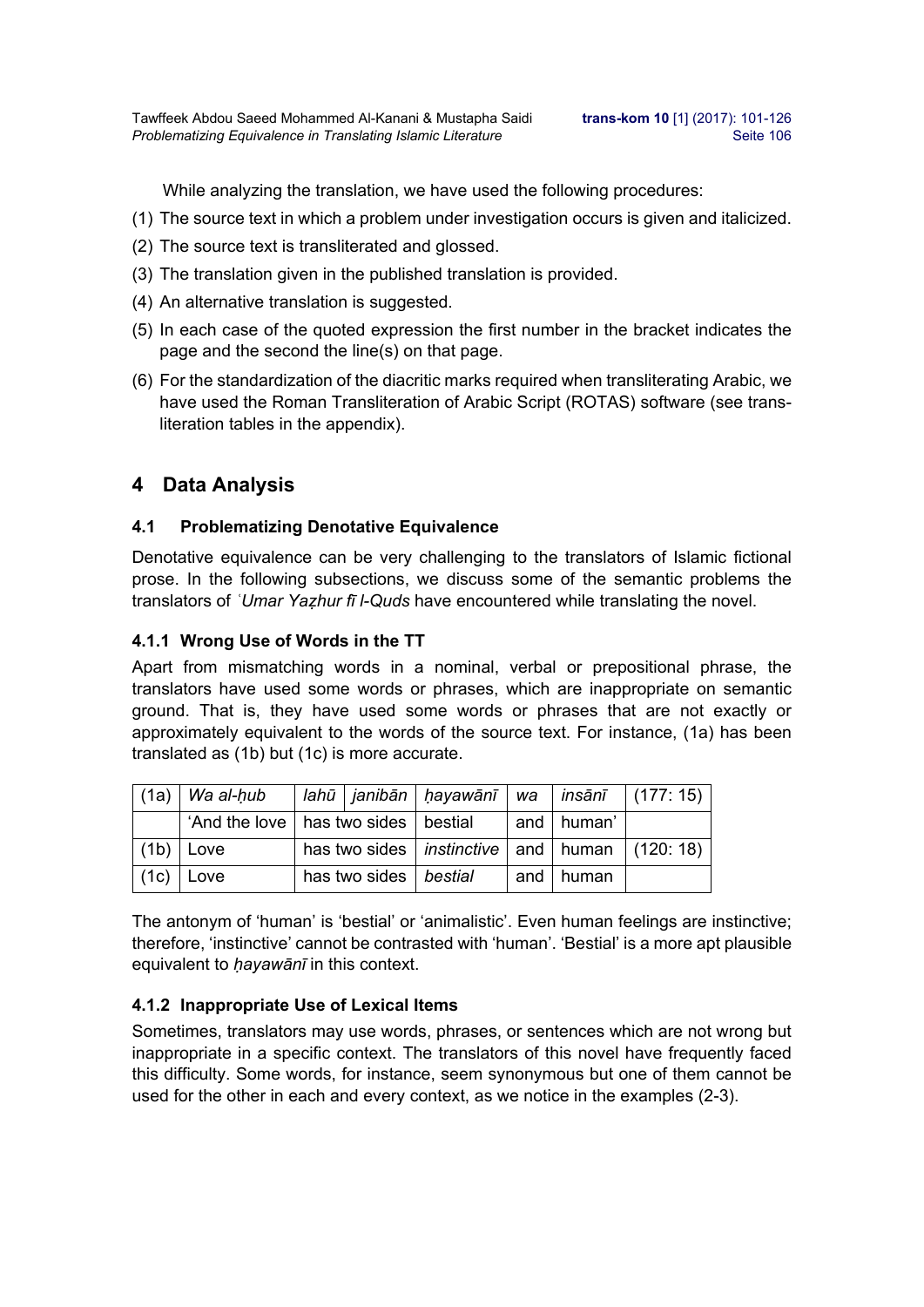While analyzing the translation, we have used the following procedures:

1. The source text in which a problem under investigation occurs is given and italicized.
2. The source text is transliterated and glossed.
3. The translation given in the published translation is provided.
4. An alternative translation is suggested.
5. In each case of the quoted expression the first number in the bracket indicates the page and the second the line(s) on that page.
6. For the standardization of the diacritic marks required when transliterating Arabic, we have used the Roman Transliteration of Arabic Script (ROTAS) software (see transliteration tables in the appendix).

## 4 Data Analysis

### 4.1 Problematizing Denotative Equivalence

Denotative equivalence can be very challenging to the translators of Islamic fictional prose. In the following subsections, we discuss some of the semantic problems the translators of *ʿUmar Yaẓhur fī l-Quds* have encountered while translating the novel.

#### 4.1.1 Wrong Use of Words in the TT

Apart from mismatching words in a nominal, verbal or prepositional phrase, the translators have used some words or phrases, which are inappropriate on semantic ground. That is, they have used some words or phrases that are not exactly or approximately equivalent to the words of the source text. For instance, (1a) has been translated as (1b) but (1c) is more accurate.

| | | | | | | | |
|---|---|---|---|---|---|---|---|
| (1a) | *Wa al-ḥub* | *lahū* | *janibān* | *ḥayawānī* | *wa* | *insānī* | (177: 15) |
| | 'And the love | has two sides | | bestial | and | human' | |
| (1b) | Love | has two sides | | *instinctive* | and | human | (120: 18) |
| (1c) | Love | has two sides | | *bestial* | and | human | |

The antonym of 'human' is 'bestial' or 'animalistic'. Even human feelings are instinctive; therefore, 'instinctive' cannot be contrasted with 'human'. 'Bestial' is a more apt plausible equivalent to *ḥayawānī* in this context.

#### 4.1.2 Inappropriate Use of Lexical Items

Sometimes, translators may use words, phrases, or sentences which are not wrong but inappropriate in a specific context. The translators of this novel have frequently faced this difficulty. Some words, for instance, seem synonymous but one of them cannot be used for the other in each and every context, as we notice in the examples (2-3).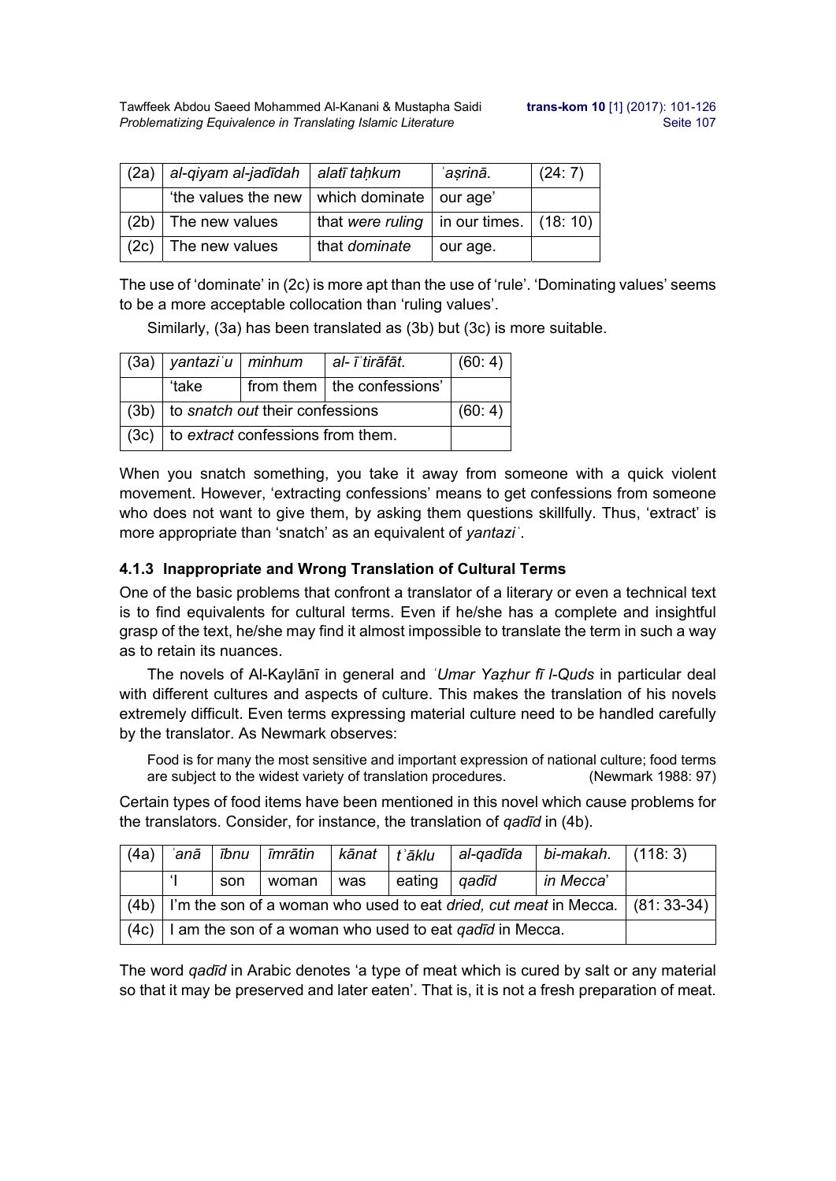| | | | | |
|---|---|---|---|---|
| (2a) | *al-qiyam al-jadīdah* | *alatī taḥkum* | *ʿaṣrinā.* | (24: 7) |
| | 'the values the new | which dominate | our age' | |
| (2b) | The new values | that *were ruling* | in our times. | (18: 10) |
| (2c) | The new values | that *dominate* | our age. | |

The use of 'dominate' in (2c) is more apt than the use of 'rule'. 'Dominating values' seems to be a more acceptable collocation than 'ruling values'.

Similarly, (3a) has been translated as (3b) but (3c) is more suitable.

| | | | | |
|---|---|---|---|---|
| (3a) | *yantaziʿu* | *minhum* | *al- īʿtirāfāt.* | (60: 4) |
| | 'take | from them | the confessions' | |
| (3b) | to *snatch out* their confessions | | | (60: 4) |
| (3c) | to *extract* confessions from them. | | | |

When you snatch something, you take it away from someone with a quick violent movement. However, 'extracting confessions' means to get confessions from someone who does not want to give them, by asking them questions skillfully. Thus, 'extract' is more appropriate than 'snatch' as an equivalent of *yantaziʿ*.

### 4.1.3 Inappropriate and Wrong Translation of Cultural Terms

One of the basic problems that confront a translator of a literary or even a technical text is to find equivalents for cultural terms. Even if he/she has a complete and insightful grasp of the text, he/she may find it almost impossible to translate the term in such a way as to retain its nuances.

The novels of Al-Kaylānī in general and *ʿUmar Yaẓhur fī l-Quds* in particular deal with different cultures and aspects of culture. This makes the translation of his novels extremely difficult. Even terms expressing material culture need to be handled carefully by the translator. As Newmark observes:

> Food is for many the most sensitive and important expression of national culture; food terms are subject to the widest variety of translation procedures. (Newmark 1988: 97)

Certain types of food items have been mentioned in this novel which cause problems for the translators. Consider, for instance, the translation of *qadīd* in (4b).

| | | | | | | | | |
|---|---|---|---|---|---|---|---|---|
| (4a) | *ʾanā* | *ībnu* | *īmrātin* | *kānat* | *tʾāklu* | *al-qadīda* | *bi-makah.* | (118: 3) |
| | 'I | son | woman | was | eating | *qadīd* | *in Mecca*' | |
| (4b) | I'm the son of a woman who used to eat *dried, cut meat* in Mecca. | | | | | | | (81: 33-34) |
| (4c) | I am the son of a woman who used to eat *qadīd* in Mecca. | | | | | | | |

The word *qadīd* in Arabic denotes 'a type of meat which is cured by salt or any material so that it may be preserved and later eaten'. That is, it is not a fresh preparation of meat.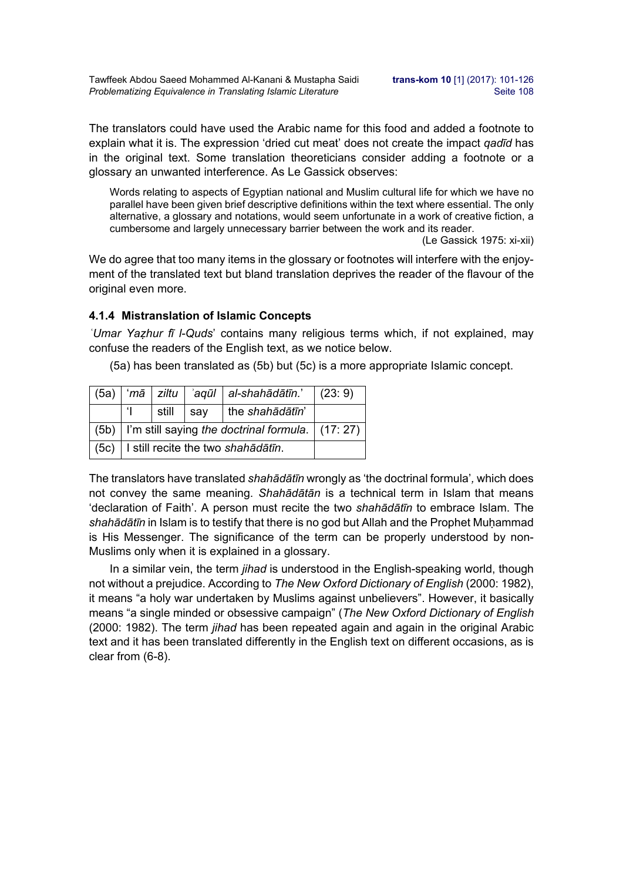The translators could have used the Arabic name for this food and added a footnote to explain what it is. The expression 'dried cut meat' does not create the impact *qadīd* has in the original text. Some translation theoreticians consider adding a footnote or a glossary an unwanted interference. As Le Gassick observes:

> Words relating to aspects of Egyptian national and Muslim cultural life for which we have no parallel have been given brief descriptive definitions within the text where essential. The only alternative, a glossary and notations, would seem unfortunate in a work of creative fiction, a cumbersome and largely unnecessary barrier between the work and its reader.
>
> (Le Gassick 1975: xi-xii)

We do agree that too many items in the glossary or footnotes will interfere with the enjoyment of the translated text but bland translation deprives the reader of the flavour of the original even more.

### 4.1.4 Mistranslation of Islamic Concepts

*ʿUmar Yaẓhur fī l-Quds*' contains many religious terms which, if not explained, may confuse the readers of the English text, as we notice below.

(5a) has been translated as (5b) but (5c) is a more appropriate Islamic concept.

| | | | | | |
|---|---|---|---|---|---|
| (5a) | '*mā* | *ziltu* | *ʾaqūl* | *al-shahādātīn*.' | (23: 9) |
| | 'I | still | say | the *shahādātīn*' | |
| (5b) | I'm still saying *the doctrinal formula*. | | | | (17: 27) |
| (5c) | I still recite the two *shahādātīn*. | | | | |

The translators have translated *shahādātīn* wrongly as 'the doctrinal formula', which does not convey the same meaning. *Shahādātān* is a technical term in Islam that means 'declaration of Faith'. A person must recite the two *shahādātīn* to embrace Islam. The *shahādātīn* in Islam is to testify that there is no god but Allah and the Prophet Muḥammad is His Messenger. The significance of the term can be properly understood by non-Muslims only when it is explained in a glossary.

In a similar vein, the term *jihad* is understood in the English-speaking world, though not without a prejudice. According to *The New Oxford Dictionary of English* (2000: 1982), it means "a holy war undertaken by Muslims against unbelievers". However, it basically means "a single minded or obsessive campaign" (*The New Oxford Dictionary of English* (2000: 1982). The term *jihad* has been repeated again and again in the original Arabic text and it has been translated differently in the English text on different occasions, as is clear from (6-8).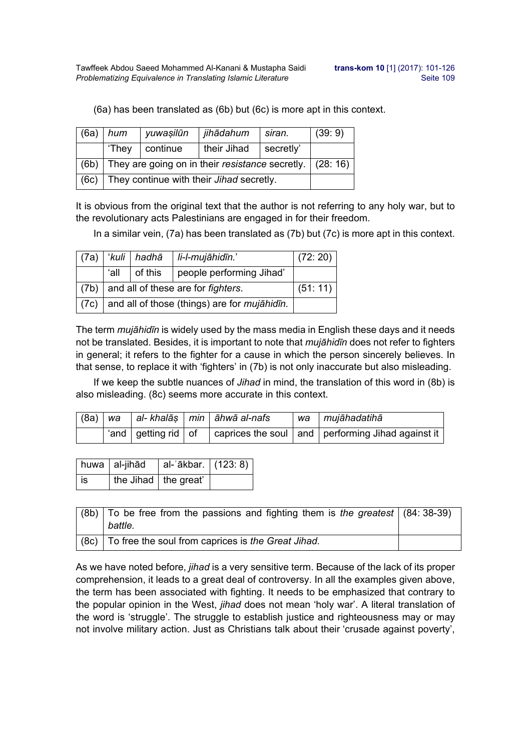(6a) has been translated as (6b) but (6c) is more apt in this context.

| | | | | | |
|---|---|---|---|---|---|
| (6a) | *hum* | *yuwaṣilūn* | *jihādahum* | *siran.* | (39: 9) |
| | 'They | continue | their Jihad | secretly' | |
| (6b) | They are going on in their *resistance* secretly. | | | | (28: 16) |
| (6c) | They continue with their *Jihad* secretly. | | | | |

It is obvious from the original text that the author is not referring to any holy war, but to the revolutionary acts Palestinians are engaged in for their freedom.

In a similar vein, (7a) has been translated as (7b) but (7c) is more apt in this context.

| | | | | |
|---|---|---|---|---|
| (7a) | '*kuli* | *hadhā* | *li-l-mujāhidīn.*' | (72: 20) |
| | 'all | of this | people performing Jihad' | |
| (7b) | and all of these are for *fighters*. | | | (51: 11) |
| (7c) | and all of those (things) are for *mujāhidīn.* | | | |

The term *mujāhidīn* is widely used by the mass media in English these days and it needs not be translated. Besides, it is important to note that *mujāhidīn* does not refer to fighters in general; it refers to the fighter for a cause in which the person sincerely believes. In that sense, to replace it with 'fighters' in (7b) is not only inaccurate but also misleading.

If we keep the subtle nuances of *Jihad* in mind, the translation of this word in (8b) is also misleading. (8c) seems more accurate in this context.

| | | | | | | |
|---|---|---|---|---|---|---|
| (8a) | *wa* | *al- khalāṣ* | *min* | *āhwā al-nafs* | *wa* | *mujāhadatihā* |
| | 'and | getting rid | of | caprices the soul | and | performing Jihad against it |

| | | | |
|---|---|---|---|
| huwa | al-jihād | al-ʾākbar. | (123: 8) |
| is | the Jihad | the great' | |

| | | |
|---|---|---|
| (8b) | To be free from the passions and fighting them is *the greatest battle.* | (84: 38-39) |
| (8c) | To free the soul from caprices is *the Great Jihad.* | |

As we have noted before, *jihad* is a very sensitive term. Because of the lack of its proper comprehension, it leads to a great deal of controversy. In all the examples given above, the term has been associated with fighting. It needs to be emphasized that contrary to the popular opinion in the West, *jihad* does not mean 'holy war'. A literal translation of the word is 'struggle'. The struggle to establish justice and righteousness may or may not involve military action. Just as Christians talk about their 'crusade against poverty',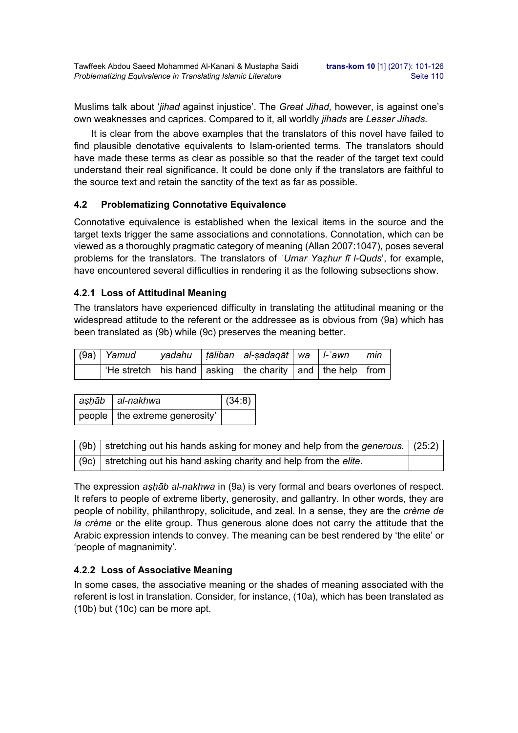Muslims talk about '*jihad* against injustice'. The *Great Jihad,* however, is against one's own weaknesses and caprices. Compared to it, all worldly *jihads* are *Lesser Jihads.*

It is clear from the above examples that the translators of this novel have failed to find plausible denotative equivalents to Islam-oriented terms. The translators should have made these terms as clear as possible so that the reader of the target text could understand their real significance. It could be done only if the translators are faithful to the source text and retain the sanctity of the text as far as possible.

### 4.2 Problematizing Connotative Equivalence

Connotative equivalence is established when the lexical items in the source and the target texts trigger the same associations and connotations. Connotation, which can be viewed as a thoroughly pragmatic category of meaning (Allan 2007:1047), poses several problems for the translators. The translators of '*ʿUmar Yaẓhur fī l-Quds*', for example, have encountered several difficulties in rendering it as the following subsections show.

#### 4.2.1 Loss of Attitudinal Meaning

The translators have experienced difficulty in translating the attitudinal meaning or the widespread attitude to the referent or the addressee as is obvious from (9a) which has been translated as (9b) while (9c) preserves the meaning better.

| | | | | | | | |
|---|---|---|---|---|---|---|---|
| (9a) | *Yamud* | *yadahu* | *ṭāliban* | *al-ṣadaqāt* | *wa* | *l-ʿawn* | *min* |
| | 'He stretch | his hand | asking | the charity | and | the help | from |

| | | |
|---|---|---|
| *aṣḥāb* | *al-nakhwa* | (34:8) |
| people | the extreme generosity' | |

| | | |
|---|---|---|
| (9b) | stretching out his hands asking for money and help from the *generous.* | (25:2) |
| (9c) | stretching out his hand asking charity and help from the *elite*. | |

The expression *aṣḥāb al-nakhwa* in (9a) is very formal and bears overtones of respect. It refers to people of extreme liberty, generosity, and gallantry. In other words, they are people of nobility, philanthropy, solicitude, and zeal. In a sense, they are the *crème de la crème* or the elite group. Thus generous alone does not carry the attitude that the Arabic expression intends to convey. The meaning can be best rendered by 'the elite' or 'people of magnanimity'.

#### 4.2.2 Loss of Associative Meaning

In some cases, the associative meaning or the shades of meaning associated with the referent is lost in translation. Consider, for instance, (10a), which has been translated as (10b) but (10c) can be more apt.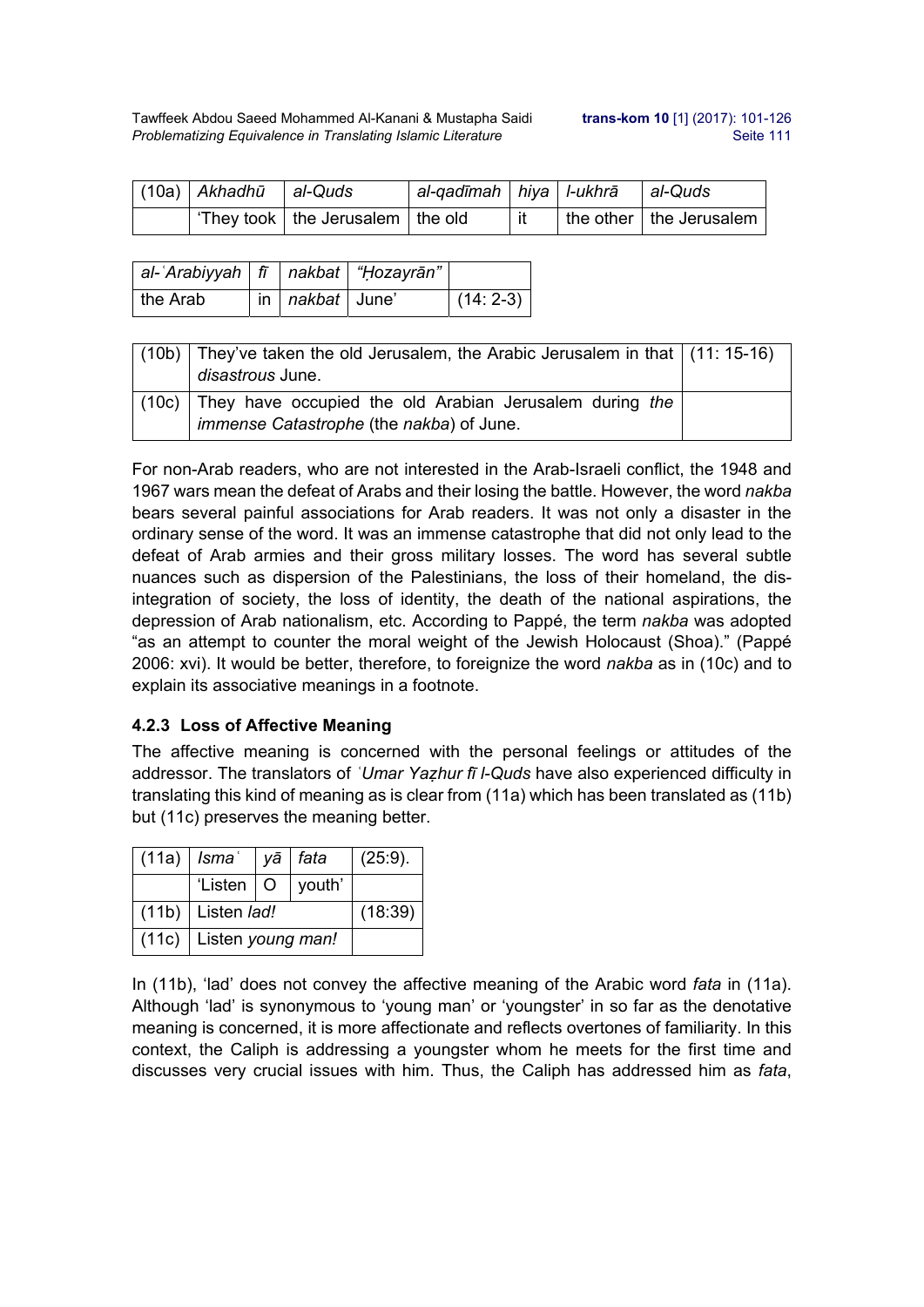| | | | | | | |
|---|---|---|---|---|---|---|
| (10a) | *Akhadhū* | *al-Quds* | *al-qadīmah* | *hiya* | *l-ukhrā* | *al-Quds* |
| | 'They took | the Jerusalem | the old | it | the other | the Jerusalem |

| | | | | |
|---|---|---|---|---|
| *al-ʿArabiyyah* | *fī* | *nakbat* | *"Ḥozayrān"* | |
| the Arab | in | *nakbat* | June' | (14: 2-3) |

| | | |
|---|---|---|
| (10b) | They've taken the old Jerusalem, the Arabic Jerusalem in that *disastrous* June. | (11: 15-16) |
| (10c) | They have occupied the old Arabian Jerusalem during *the immense Catastrophe* (the *nakba*) of June. | |

For non-Arab readers, who are not interested in the Arab-Israeli conflict, the 1948 and 1967 wars mean the defeat of Arabs and their losing the battle. However, the word *nakba* bears several painful associations for Arab readers. It was not only a disaster in the ordinary sense of the word. It was an immense catastrophe that did not only lead to the defeat of Arab armies and their gross military losses. The word has several subtle nuances such as dispersion of the Palestinians, the loss of their homeland, the disintegration of society, the loss of identity, the death of the national aspirations, the depression of Arab nationalism, etc. According to Pappé, the term *nakba* was adopted "as an attempt to counter the moral weight of the Jewish Holocaust (Shoa)." (Pappé 2006: xvi). It would be better, therefore, to foreignize the word *nakba* as in (10c) and to explain its associative meanings in a footnote.

### 4.2.3 Loss of Affective Meaning

The affective meaning is concerned with the personal feelings or attitudes of the addressor. The translators of *ʿUmar Yaẓhur fī l-Quds* have also experienced difficulty in translating this kind of meaning as is clear from (11a) which has been translated as (11b) but (11c) preserves the meaning better.

| | | | | |
|---|---|---|---|---|
| (11a) | *Isma*ʿ | *yā* | *fata* | (25:9). |
| | 'Listen | O | youth' | |
| (11b) | Listen *lad!* | | | (18:39) |
| (11c) | Listen *young man!* | | | |

In (11b), 'lad' does not convey the affective meaning of the Arabic word *fata* in (11a). Although 'lad' is synonymous to 'young man' or 'youngster' in so far as the denotative meaning is concerned, it is more affectionate and reflects overtones of familiarity. In this context, the Caliph is addressing a youngster whom he meets for the first time and discusses very crucial issues with him. Thus, the Caliph has addressed him as *fata*,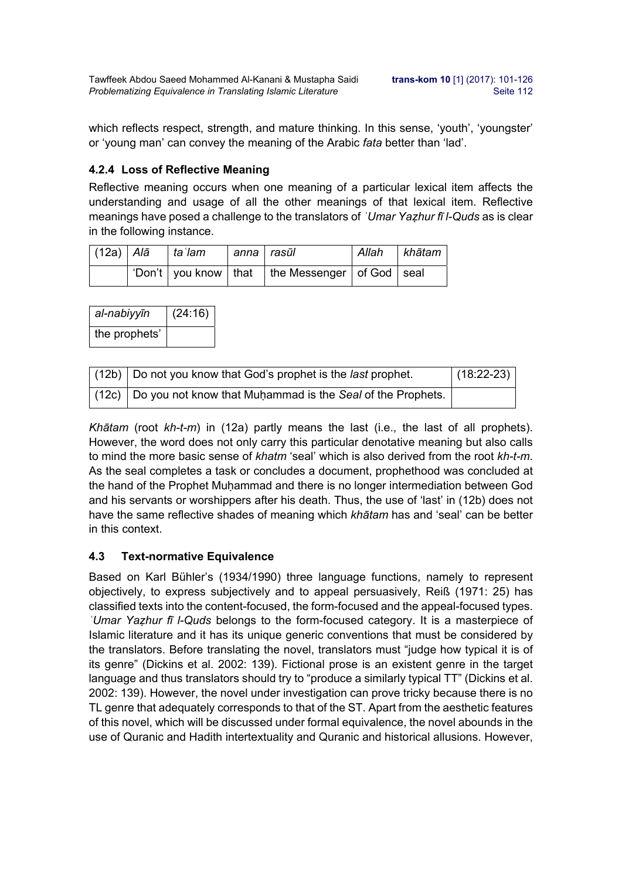which reflects respect, strength, and mature thinking. In this sense, 'youth', 'youngster' or 'young man' can convey the meaning of the Arabic *fata* better than 'lad'.

### 4.2.4 Loss of Reflective Meaning

Reflective meaning occurs when one meaning of a particular lexical item affects the understanding and usage of all the other meanings of that lexical item. Reflective meanings have posed a challenge to the translators of *ʿUmar Yaẓhur fī l-Quds* as is clear in the following instance.

| (12a) | *Alā* | *taʿlam* | *anna* | *rasūl* | *Allah* | *khātam* | *al-nabiyyīn* | (24:16) |
|---|---|---|---|---|---|---|---|---|
| | 'Don't | you know | that | the Messenger | of God | seal | the prophets' | |

| | | |
|---|---|---|
| (12b) | Do not you know that God's prophet is the *last* prophet. | (18:22-23) |
| (12c) | Do you not know that Muḥammad is the *Seal* of the Prophets. | |

*Khātam* (root *kh-t-m*) in (12a) partly means the last (i.e., the last of all prophets). However, the word does not only carry this particular denotative meaning but also calls to mind the more basic sense of *khatm* 'seal' which is also derived from the root *kh-t-m*. As the seal completes a task or concludes a document, prophethood was concluded at the hand of the Prophet Muḥammad and there is no longer intermediation between God and his servants or worshippers after his death. Thus, the use of 'last' in (12b) does not have the same reflective shades of meaning which *khātam* has and 'seal' can be better in this context.

## 4.3 Text-normative Equivalence

Based on Karl Bühler's (1934/1990) three language functions, namely to represent objectively, to express subjectively and to appeal persuasively, Reiß (1971: 25) has classified texts into the content-focused, the form-focused and the appeal-focused types. *ʿUmar Yaẓhur fī l-Quds* belongs to the form-focused category. It is a masterpiece of Islamic literature and it has its unique generic conventions that must be considered by the translators. Before translating the novel, translators must "judge how typical it is of its genre" (Dickins et al. 2002: 139). Fictional prose is an existent genre in the target language and thus translators should try to "produce a similarly typical TT" (Dickins et al. 2002: 139). However, the novel under investigation can prove tricky because there is no TL genre that adequately corresponds to that of the ST. Apart from the aesthetic features of this novel, which will be discussed under formal equivalence, the novel abounds in the use of Quranic and Hadith intertextuality and Quranic and historical allusions. However,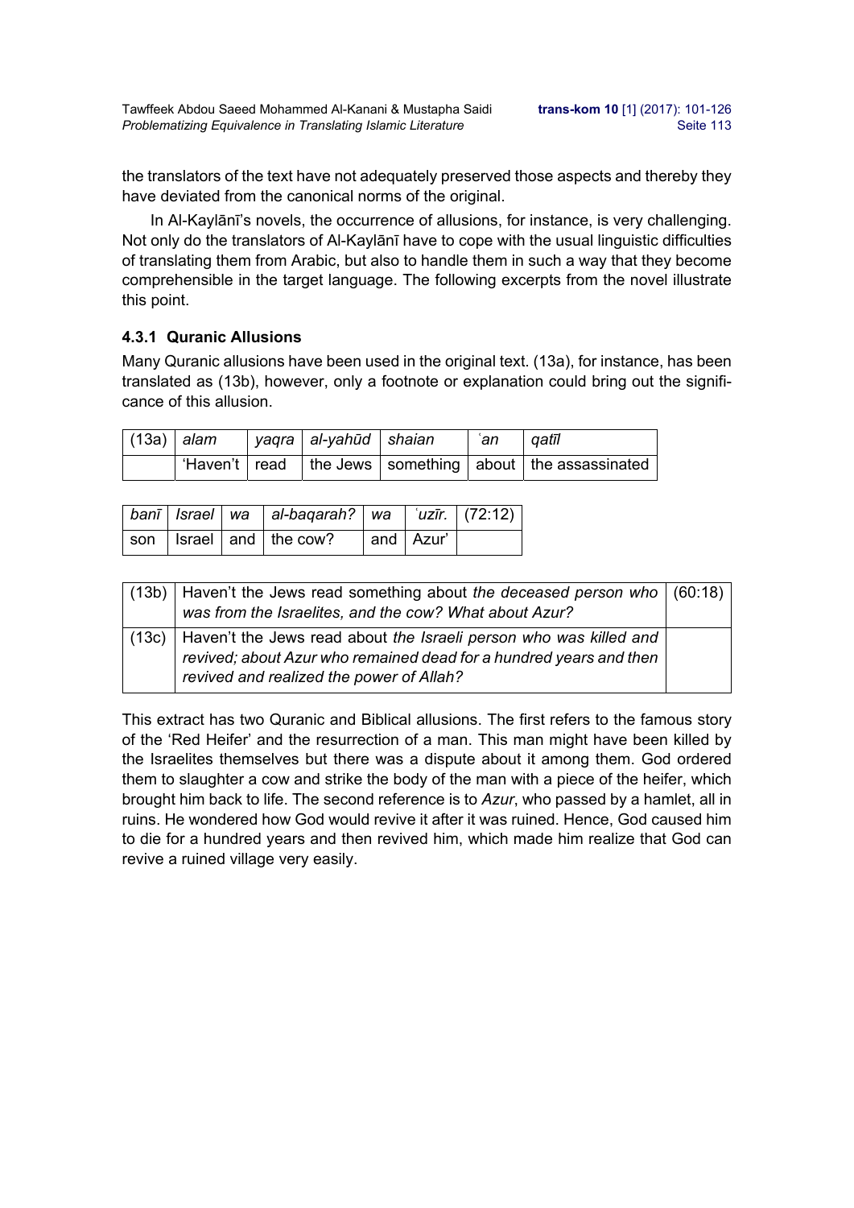the translators of the text have not adequately preserved those aspects and thereby they have deviated from the canonical norms of the original.

In Al-Kaylānī's novels, the occurrence of allusions, for instance, is very challenging. Not only do the translators of Al-Kaylānī have to cope with the usual linguistic difficulties of translating them from Arabic, but also to handle them in such a way that they become comprehensible in the target language. The following excerpts from the novel illustrate this point.

### 4.3.1 Quranic Allusions

Many Quranic allusions have been used in the original text. (13a), for instance, has been translated as (13b), however, only a footnote or explanation could bring out the significance of this allusion.

| | | | | | | |
|---|---|---|---|---|---|---|
| (13a) | *alam* | *yaqra* | *al-yahūd* | *shaian* | *ʿan* | *qatīl* |
| | 'Haven't | read | the Jews | something | about | the assassinated |

| | | | | | | |
|---|---|---|---|---|---|---|
| *banī* | *Israel* | *wa* | *al-baqarah?* | *wa* | *ʿuzīr.* | (72:12) |
| son | Israel | and | the cow? | and | Azur' | |

| | | |
|---|---|---|
| (13b) | Haven't the Jews read something about *the deceased person who was from the Israelites, and the cow? What about Azur?* | (60:18) |
| (13c) | Haven't the Jews read about *the Israeli person who was killed and revived; about Azur who remained dead for a hundred years and then revived and realized the power of Allah?* | |

This extract has two Quranic and Biblical allusions. The first refers to the famous story of the 'Red Heifer' and the resurrection of a man. This man might have been killed by the Israelites themselves but there was a dispute about it among them. God ordered them to slaughter a cow and strike the body of the man with a piece of the heifer, which brought him back to life. The second reference is to *Azur*, who passed by a hamlet, all in ruins. He wondered how God would revive it after it was ruined. Hence, God caused him to die for a hundred years and then revived him, which made him realize that God can revive a ruined village very easily.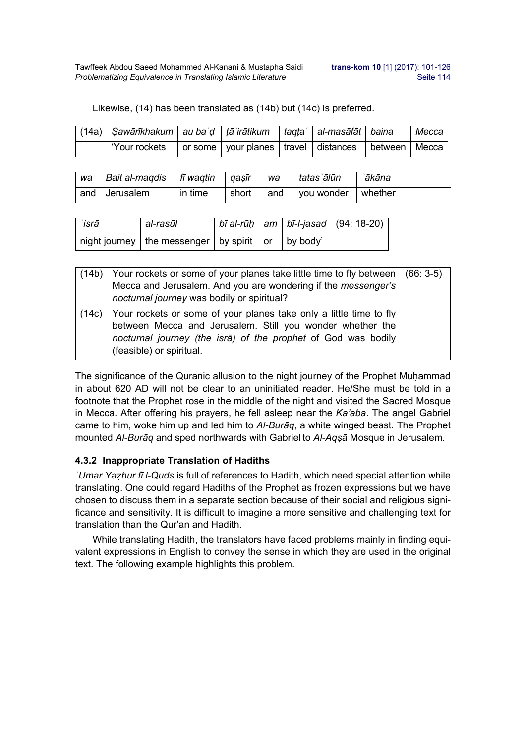Likewise, (14) has been translated as (14b) but (14c) is preferred.

| | | | | | | | |
|---|---|---|---|---|---|---|---|
| (14a) | *Ṣawārīkhakum* | *au baʿḍ* | *ṭāʾirātikum* | *taqṭaʿ* | *al-masāfāt* | *baina* | *Mecca* |
| | 'Your rockets | or some | your planes | travel | distances | between | Mecca |

| | | | | | | |
|---|---|---|---|---|---|---|
| *wa* | *Bait al-maqdis* | *fī waqtin* | *qaṣīr* | *wa* | *tatasʾālūn* | *ʾākāna* |
| and | Jerusalem | in time | short | and | you wonder | whether |

| | | | | | |
|---|---|---|---|---|---|
| *ʾisrā* | *al-rasūl* | *bī al-rūḥ* | *am* | *bī-l-jasad* | (94: 18-20) |
| night journey | the messenger | by spirit | or | by body' | |

| | | |
|---|---|---|
| (14b) | Your rockets or some of your planes take little time to fly between Mecca and Jerusalem. And you are wondering if the *messenger's nocturnal journey* was bodily or spiritual? | (66: 3-5) |
| (14c) | Your rockets or some of your planes take only a little time to fly between Mecca and Jerusalem. Still you wonder whether the *nocturnal journey (the isrā) of the prophet* of God was bodily (feasible) or spiritual. | |

The significance of the Quranic allusion to the night journey of the Prophet Muḥammad in about 620 AD will not be clear to an uninitiated reader. He/She must be told in a footnote that the Prophet rose in the middle of the night and visited the Sacred Mosque in Mecca. After offering his prayers, he fell asleep near the *Ka'aba*. The angel Gabriel came to him, woke him up and led him to *Al-Burāq*, a white winged beast. The Prophet mounted *Al-Burāq* and sped northwards with Gabriel to *Al-Aqṣā* Mosque in Jerusalem.

### 4.3.2 Inappropriate Translation of Hadiths

*ʿUmar Yaẓhur fī l-Quds* is full of references to Hadith, which need special attention while translating. One could regard Hadiths of the Prophet as frozen expressions but we have chosen to discuss them in a separate section because of their social and religious significance and sensitivity. It is difficult to imagine a more sensitive and challenging text for translation than the Qur'an and Hadith.

While translating Hadith, the translators have faced problems mainly in finding equivalent expressions in English to convey the sense in which they are used in the original text. The following example highlights this problem.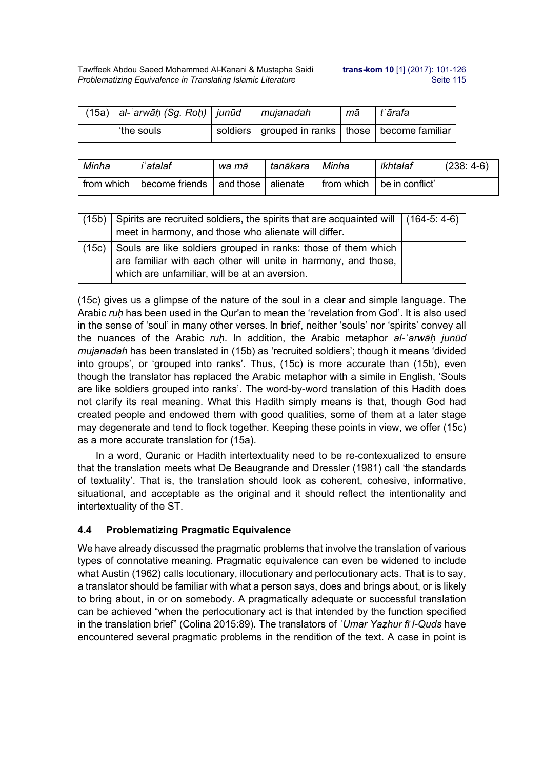| | | | | | |
|---|---|---|---|---|---|
| (15a) | *al-ʾarwāḥ (Sg. Roḥ)* | *junūd* | *mujanadah* | *mā* | *tʿārafa* |
| | 'the souls | soldiers | grouped in ranks | those | become familiar |

| | | | | | | |
|---|---|---|---|---|---|---|
| *Minha* | *iʾatalaf* | *wa mā* | *tanākara* | *Minha* | *īkhtalaf* | (238: 4-6) |
| from which | become friends | and those | alienate | from which | be in conflict' | |

| | | |
|---|---|---|
| (15b) | Spirits are recruited soldiers, the spirits that are acquainted will meet in harmony, and those who alienate will differ. | (164-5: 4-6) |
| (15c) | Souls are like soldiers grouped in ranks: those of them which are familiar with each other will unite in harmony, and those, which are unfamiliar, will be at an aversion. | |

(15c) gives us a glimpse of the nature of the soul in a clear and simple language. The Arabic *ruḥ* has been used in the Qur'an to mean the 'revelation from God'. It is also used in the sense of 'soul' in many other verses. In brief, neither 'souls' nor 'spirits' convey all the nuances of the Arabic *ruḥ*. In addition, the Arabic metaphor *al-ʾarwāḥ junūd mujanadah* has been translated in (15b) as 'recruited soldiers'; though it means 'divided into groups', or 'grouped into ranks'. Thus, (15c) is more accurate than (15b), even though the translator has replaced the Arabic metaphor with a simile in English, 'Souls are like soldiers grouped into ranks'. The word-by-word translation of this Hadith does not clarify its real meaning. What this Hadith simply means is that, though God had created people and endowed them with good qualities, some of them at a later stage may degenerate and tend to flock together. Keeping these points in view, we offer (15c) as a more accurate translation for (15a).

In a word, Quranic or Hadith intertextuality need to be re-contexualized to ensure that the translation meets what De Beaugrande and Dressler (1981) call 'the standards of textuality'. That is, the translation should look as coherent, cohesive, informative, situational, and acceptable as the original and it should reflect the intentionality and intertextuality of the ST.

### 4.4 Problematizing Pragmatic Equivalence

We have already discussed the pragmatic problems that involve the translation of various types of connotative meaning. Pragmatic equivalence can even be widened to include what Austin (1962) calls locutionary, illocutionary and perlocutionary acts. That is to say, a translator should be familiar with what a person says, does and brings about, or is likely to bring about, in or on somebody. A pragmatically adequate or successful translation can be achieved "when the perlocutionary act is that intended by the function specified in the translation brief" (Colina 2015:89). The translators of *ʿUmar Yaẓhur fī l-Quds* have encountered several pragmatic problems in the rendition of the text. A case in point is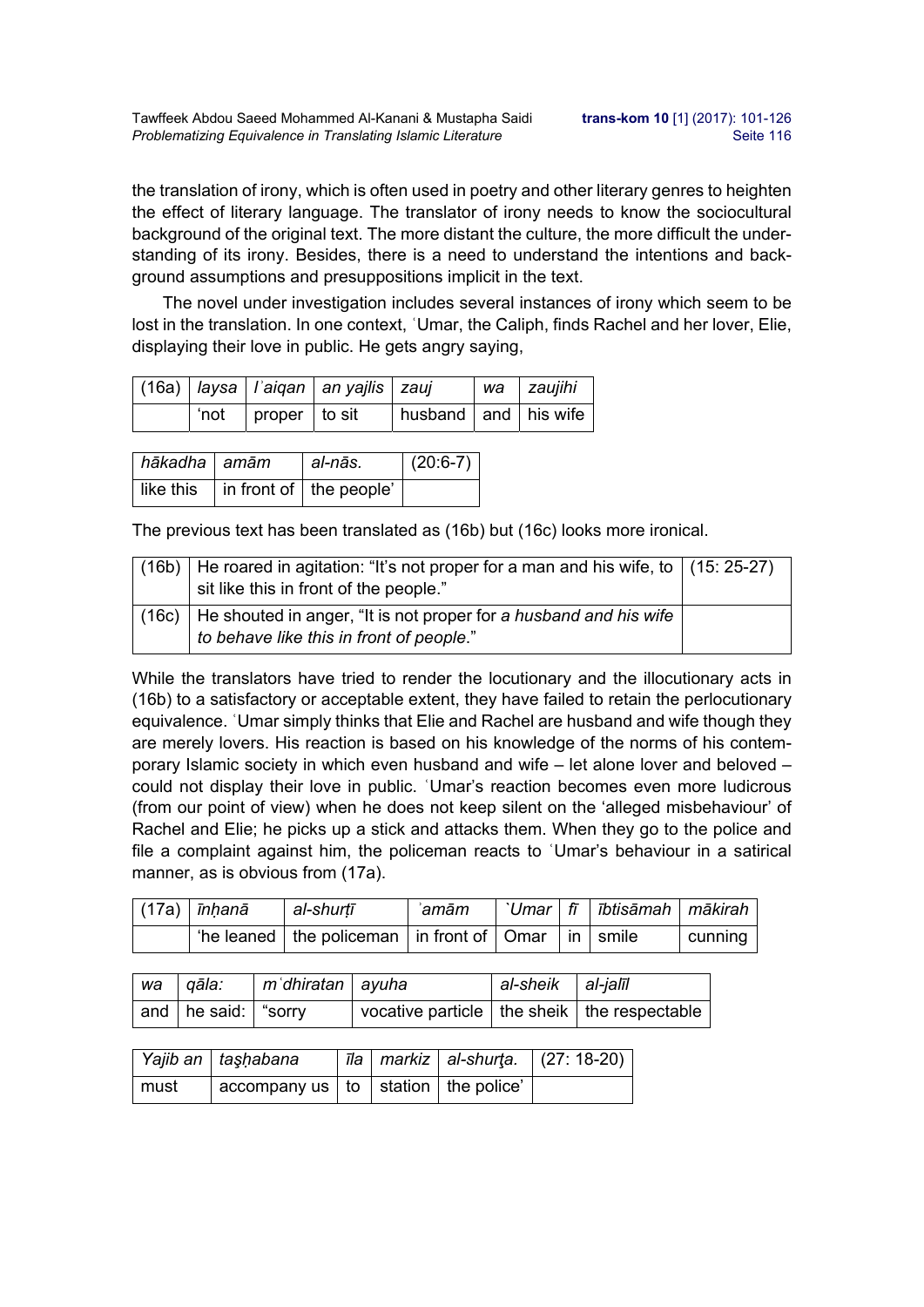the translation of irony, which is often used in poetry and other literary genres to heighten the effect of literary language. The translator of irony needs to know the sociocultural background of the original text. The more distant the culture, the more difficult the understanding of its irony. Besides, there is a need to understand the intentions and background assumptions and presuppositions implicit in the text.

The novel under investigation includes several instances of irony which seem to be lost in the translation. In one context, ʿUmar, the Caliph, finds Rachel and her lover, Elie, displaying their love in public. He gets angry saying,

| | | | | | | |
|---|---|---|---|---|---|---|
| (16a) | *laysa* | *lʾaiqan* | *an yajlis* | *zauj* | *wa* | *zaujihi* |
| | 'not | proper | to sit | husband | and | his wife |

| | | | |
|---|---|---|---|
| *hākadha* | *amām* | *al-nās.* | (20:6-7) |
| like this | in front of | the people' | |

The previous text has been translated as (16b) but (16c) looks more ironical.

| | | |
|---|---|---|
| (16b) | He roared in agitation: "It's not proper for a man and his wife, to sit like this in front of the people." | (15: 25-27) |
| (16c) | He shouted in anger, "It is not proper for *a husband and his wife to behave like this in front of people*." | |

While the translators have tried to render the locutionary and the illocutionary acts in (16b) to a satisfactory or acceptable extent, they have failed to retain the perlocutionary equivalence. ʿUmar simply thinks that Elie and Rachel are husband and wife though they are merely lovers. His reaction is based on his knowledge of the norms of his contemporary Islamic society in which even husband and wife – let alone lover and beloved – could not display their love in public. ʿUmar's reaction becomes even more ludicrous (from our point of view) when he does not keep silent on the 'alleged misbehaviour' of Rachel and Elie; he picks up a stick and attacks them. When they go to the police and file a complaint against him, the policeman reacts to ʿUmar's behaviour in a satirical manner, as is obvious from (17a).

| | | | | | | | |
|---|---|---|---|---|---|---|---|
| (17a) | *īnḥanā* | *al-shurṭī* | *ʾamām* | *`Umar* | *fī* | *ībtisāmah* | *mākirah* |
| | 'he leaned | the policeman | in front of | Omar | in | smile | cunning |

| | | | | | |
|---|---|---|---|---|---|
| *wa* | *qāla:* | *mʿdhiratan* | *ayuha* | *al-sheik* | *al-jalīl* |
| and | he said: | "sorry | vocative particle | the sheik | the respectable |

| | | | | | |
|---|---|---|---|---|---|
| *Yajib an* | *taṣḥabana* | *īla* | *markiz* | *al-shurṭa.* | (27: 18-20) |
| must | accompany us | to | station | the police' | |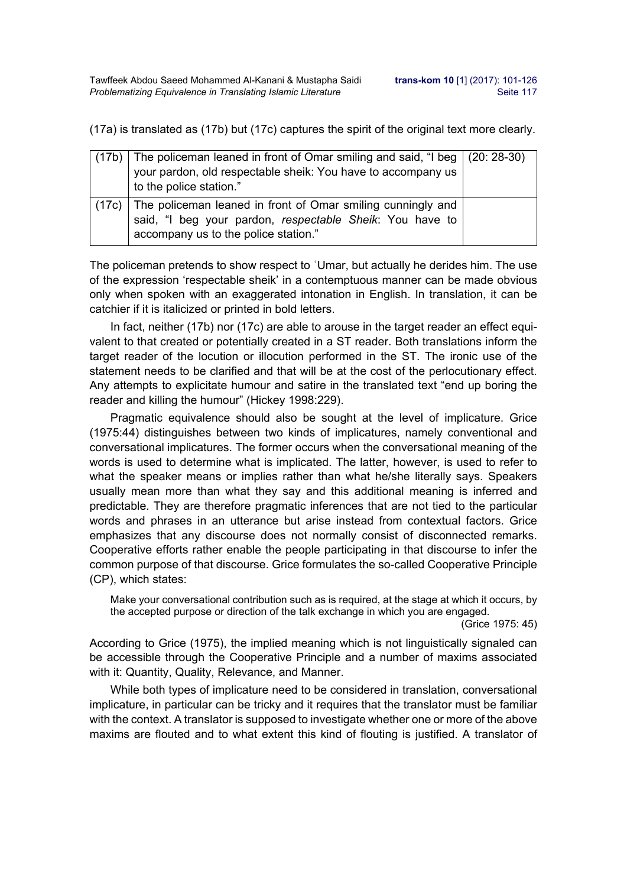(17a) is translated as (17b) but (17c) captures the spirit of the original text more clearly.

| | | |
|---|---|---|
| (17b) | The policeman leaned in front of Omar smiling and said, "I beg your pardon, old respectable sheik: You have to accompany us to the police station." | (20: 28-30) |
| (17c) | The policeman leaned in front of Omar smiling cunningly and said, "I beg your pardon, *respectable Sheik*: You have to accompany us to the police station." | |

The policeman pretends to show respect to ʿUmar, but actually he derides him. The use of the expression 'respectable sheik' in a contemptuous manner can be made obvious only when spoken with an exaggerated intonation in English. In translation, it can be catchier if it is italicized or printed in bold letters.

In fact, neither (17b) nor (17c) are able to arouse in the target reader an effect equivalent to that created or potentially created in a ST reader. Both translations inform the target reader of the locution or illocution performed in the ST. The ironic use of the statement needs to be clarified and that will be at the cost of the perlocutionary effect. Any attempts to explicitate humour and satire in the translated text "end up boring the reader and killing the humour" (Hickey 1998:229).

Pragmatic equivalence should also be sought at the level of implicature. Grice (1975:44) distinguishes between two kinds of implicatures, namely conventional and conversational implicatures. The former occurs when the conversational meaning of the words is used to determine what is implicated. The latter, however, is used to refer to what the speaker means or implies rather than what he/she literally says. Speakers usually mean more than what they say and this additional meaning is inferred and predictable. They are therefore pragmatic inferences that are not tied to the particular words and phrases in an utterance but arise instead from contextual factors. Grice emphasizes that any discourse does not normally consist of disconnected remarks. Cooperative efforts rather enable the people participating in that discourse to infer the common purpose of that discourse. Grice formulates the so-called Cooperative Principle (CP), which states:

> Make your conversational contribution such as is required, at the stage at which it occurs, by the accepted purpose or direction of the talk exchange in which you are engaged.
>
> (Grice 1975: 45)

According to Grice (1975), the implied meaning which is not linguistically signaled can be accessible through the Cooperative Principle and a number of maxims associated with it: Quantity, Quality, Relevance, and Manner.

While both types of implicature need to be considered in translation, conversational implicature, in particular can be tricky and it requires that the translator must be familiar with the context. A translator is supposed to investigate whether one or more of the above maxims are flouted and to what extent this kind of flouting is justified. A translator of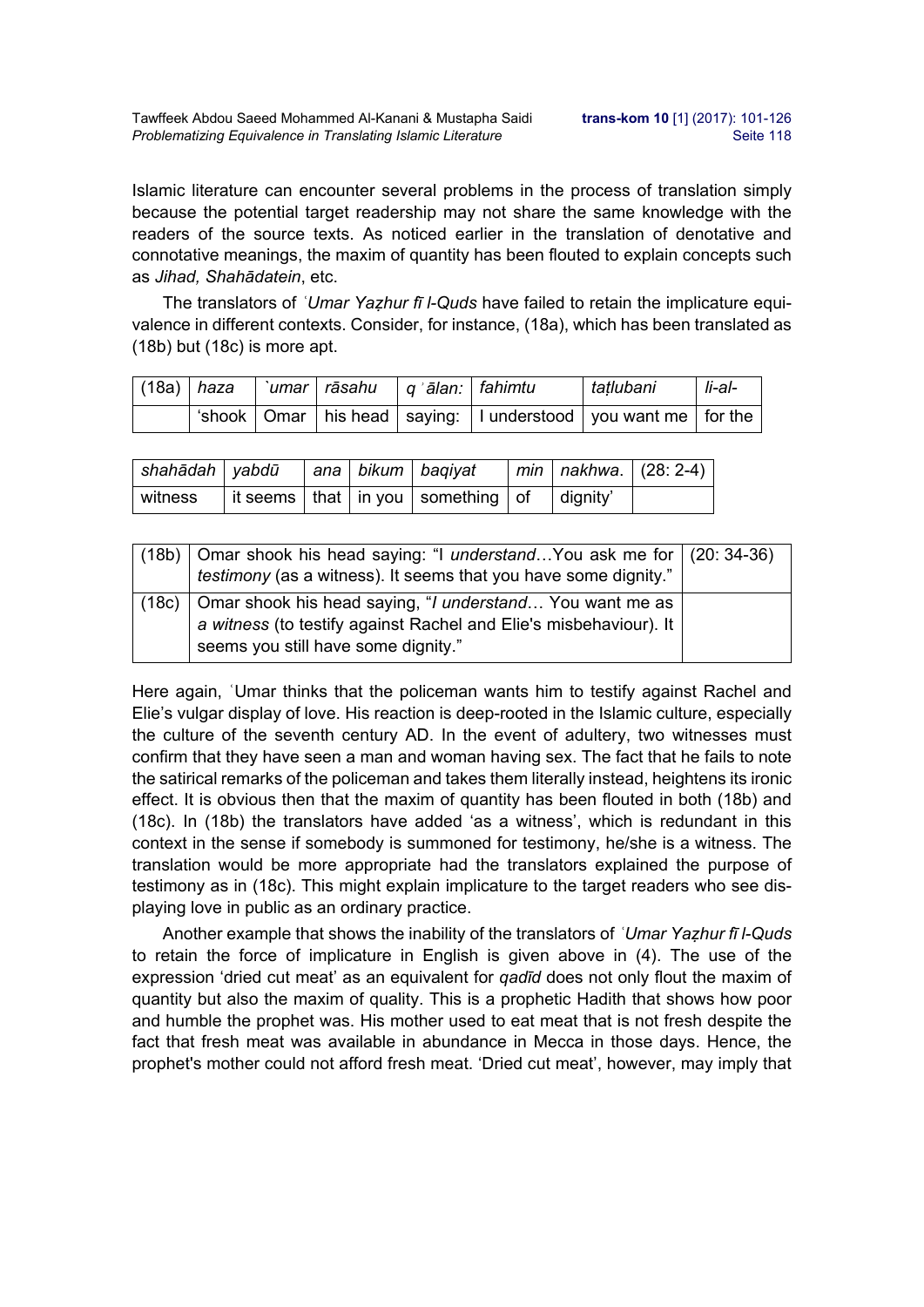Islamic literature can encounter several problems in the process of translation simply because the potential target readership may not share the same knowledge with the readers of the source texts. As noticed earlier in the translation of denotative and connotative meanings, the maxim of quantity has been flouted to explain concepts such as *Jihad, Shahādatein*, etc.

The translators of *ʿUmar Yaẓhur fī l-Quds* have failed to retain the implicature equivalence in different contexts. Consider, for instance, (18a), which has been translated as (18b) but (18c) is more apt.

| | | | | | | | |
|---|---|---|---|---|---|---|---|
| (18a) | *haza* | *`umar* | *rāsahu* | *qʾālan:* | *fahimtu* | *taṭlubani* | *li-al-* |
| | 'shook | Omar | his head | saying: | I understood | you want me | for the |

| | | | | | | | |
|---|---|---|---|---|---|---|---|
| *shahādah* | *yabdū* | *ana* | *bikum* | *baqiyat* | *min* | *nakhwa.* | (28: 2-4) |
| witness | it seems | that | in you | something | of | dignity' | |

| | | |
|---|---|---|
| (18b) | Omar shook his head saying: "I *understand*…You ask me for *testimony* (as a witness). It seems that you have some dignity." | (20: 34-36) |
| (18c) | Omar shook his head saying, "*I understand*… You want me as *a witness* (to testify against Rachel and Elie's misbehaviour). It seems you still have some dignity." | |

Here again, ʿUmar thinks that the policeman wants him to testify against Rachel and Elie's vulgar display of love. His reaction is deep-rooted in the Islamic culture, especially the culture of the seventh century AD. In the event of adultery, two witnesses must confirm that they have seen a man and woman having sex. The fact that he fails to note the satirical remarks of the policeman and takes them literally instead, heightens its ironic effect. It is obvious then that the maxim of quantity has been flouted in both (18b) and (18c). In (18b) the translators have added 'as a witness', which is redundant in this context in the sense if somebody is summoned for testimony, he/she is a witness. The translation would be more appropriate had the translators explained the purpose of testimony as in (18c). This might explain implicature to the target readers who see displaying love in public as an ordinary practice.

Another example that shows the inability of the translators of *ʿUmar Yaẓhur fī l-Quds* to retain the force of implicature in English is given above in (4). The use of the expression 'dried cut meat' as an equivalent for *qadīd* does not only flout the maxim of quantity but also the maxim of quality. This is a prophetic Hadith that shows how poor and humble the prophet was. His mother used to eat meat that is not fresh despite the fact that fresh meat was available in abundance in Mecca in those days. Hence, the prophet's mother could not afford fresh meat. 'Dried cut meat', however, may imply that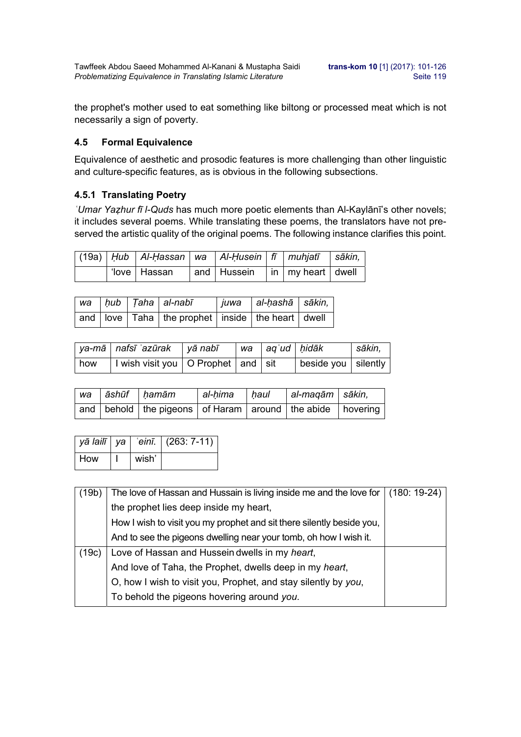the prophet's mother used to eat something like biltong or processed meat which is not necessarily a sign of poverty.

### 4.5 Formal Equivalence

Equivalence of aesthetic and prosodic features is more challenging than other linguistic and culture-specific features, as is obvious in the following subsections.

#### 4.5.1 Translating Poetry

*ʿUmar Yaẓhur fī l-Quds* has much more poetic elements than Al-Kaylānī's other novels; it includes several poems. While translating these poems, the translators have not preserved the artistic quality of the original poems. The following instance clarifies this point.

| | | | | | | | |
|---|---|---|---|---|---|---|---|
| (19a) | *Ḥub* | *Al-Ḥassan* | *wa* | *Al-Ḥusein* | *fī* | *muhjatī* | *sākin,* |
| | 'love | Hassan | and | Hussein | in | my heart | dwell |

| | | | | | | |
|---|---|---|---|---|---|---|
| *wa* | *ḥub* | *Ṭaha* | *al-nabī* | *juwa* | *al-ḥashā* | *sākin,* |
| and | love | Taha | the prophet | inside | the heart | dwell |

| | | | | | | |
|---|---|---|---|---|---|---|
| *ya-mā* | *nafsī ʿazūrak* | *yā nabī* | *wa* | *aqʿud* | *ḥidāk* | *sākin,* |
| how | I wish visit you | O Prophet | and | sit | beside you | silently |

| | | | | | | |
|---|---|---|---|---|---|---|
| *wa* | *āshūf* | *ḥamām* | *al-ḥima* | *ḥaul* | *al-maqām* | *sākin,* |
| and | behold | the pigeons | of Haram | around | the abide | hovering |

| | | | |
|---|---|---|---|
| *yā lailī* | *ya* | *ʿeinī.* | (263: 7-11) |
| How | I | wish' | |

| | | |
|---|---|---|
| (19b) | The love of Hassan and Hussain is living inside me and the love for the prophet lies deep inside my heart,<br>How I wish to visit you my prophet and sit there silently beside you,<br>And to see the pigeons dwelling near your tomb, oh how I wish it. | (180: 19-24) |
| (19c) | Love of Hassan and Hussein dwells in my *heart*,<br>And love of Taha, the Prophet, dwells deep in my *heart*,<br>O, how I wish to visit you, Prophet, and stay silently by *you*,<br>To behold the pigeons hovering around *you*. | |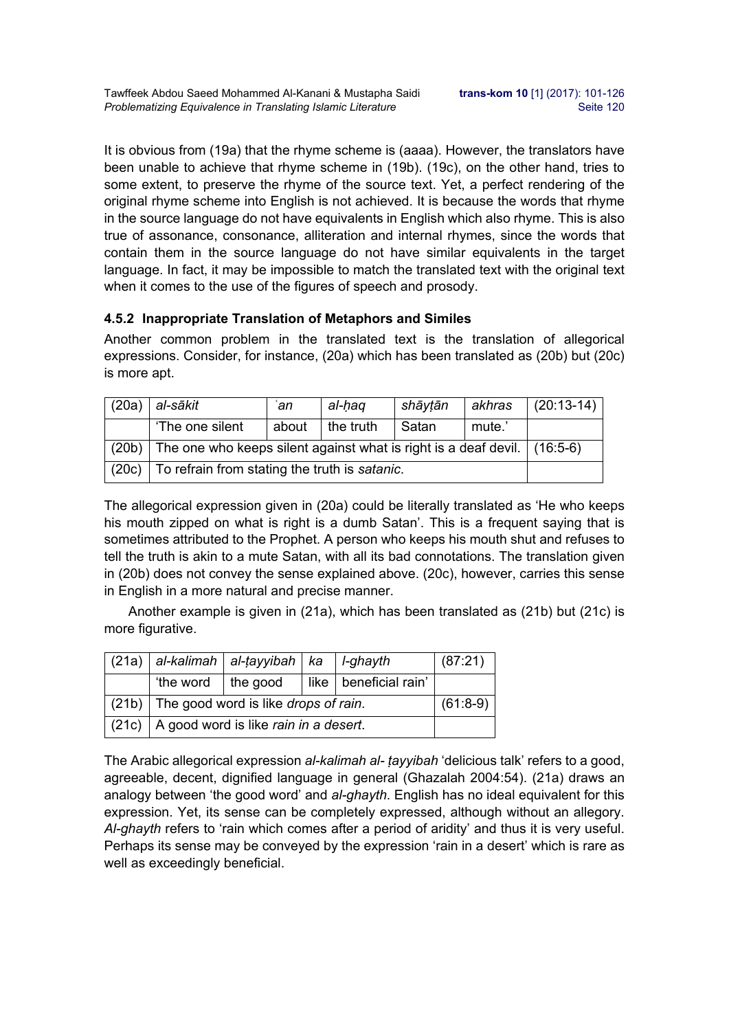It is obvious from (19a) that the rhyme scheme is (aaaa). However, the translators have been unable to achieve that rhyme scheme in (19b). (19c), on the other hand, tries to some extent, to preserve the rhyme of the source text. Yet, a perfect rendering of the original rhyme scheme into English is not achieved. It is because the words that rhyme in the source language do not have equivalents in English which also rhyme. This is also true of assonance, consonance, alliteration and internal rhymes, since the words that contain them in the source language do not have similar equivalents in the target language. In fact, it may be impossible to match the translated text with the original text when it comes to the use of the figures of speech and prosody.

### 4.5.2 Inappropriate Translation of Metaphors and Similes

Another common problem in the translated text is the translation of allegorical expressions. Consider, for instance, (20a) which has been translated as (20b) but (20c) is more apt.

| | | | | | | |
|---|---|---|---|---|---|---|
| (20a) | *al-sākit* | *ʿan* | *al-ḥaq* | *shāyṭān* | *akhras* | (20:13-14) |
| | 'The one silent | about | the truth | Satan | mute.' | |
| (20b) | The one who keeps silent against what is right is a deaf devil. | | | | | (16:5-6) |
| (20c) | To refrain from stating the truth is *satanic*. | | | | | |

The allegorical expression given in (20a) could be literally translated as 'He who keeps his mouth zipped on what is right is a dumb Satan'. This is a frequent saying that is sometimes attributed to the Prophet. A person who keeps his mouth shut and refuses to tell the truth is akin to a mute Satan, with all its bad connotations. The translation given in (20b) does not convey the sense explained above. (20c), however, carries this sense in English in a more natural and precise manner.

Another example is given in (21a), which has been translated as (21b) but (21c) is more figurative.

| | | | | | |
|---|---|---|---|---|---|
| (21a) | *al-kalimah* | *al-ṭayyibah* | *ka* | *l-ghayth* | (87:21) |
| | 'the word | the good | like | beneficial rain' | |
| (21b) | The good word is like *drops of rain*. | | | | (61:8-9) |
| (21c) | A good word is like *rain in a desert*. | | | | |

The Arabic allegorical expression *al-kalimah al- ṭayyibah* 'delicious talk' refers to a good, agreeable, decent, dignified language in general (Ghazalah 2004:54). (21a) draws an analogy between 'the good word' and *al-ghayth*. English has no ideal equivalent for this expression. Yet, its sense can be completely expressed, although without an allegory. *Al-ghayth* refers to 'rain which comes after a period of aridity' and thus it is very useful. Perhaps its sense may be conveyed by the expression 'rain in a desert' which is rare as well as exceedingly beneficial.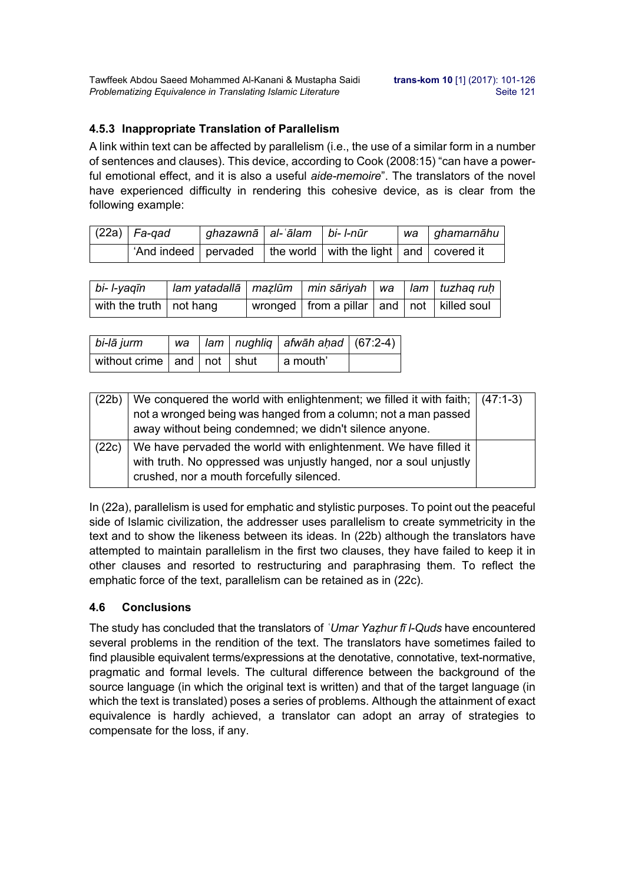### 4.5.3 Inappropriate Translation of Parallelism

A link within text can be affected by parallelism (i.e., the use of a similar form in a number of sentences and clauses). This device, according to Cook (2008:15) "can have a powerful emotional effect, and it is also a useful *aide-memoire*". The translators of the novel have experienced difficulty in rendering this cohesive device, as is clear from the following example:

| | | | | | | |
|---|---|---|---|---|---|---|
| (22a) | *Fa-qad* | *ghazawnā* | *al-ʿālam* | *bi- l-nūr* | *wa* | *ghamarnāhu* |
| | 'And indeed | pervaded | the world | with the light | and | covered it |

| | | | | | | |
|---|---|---|---|---|---|---|
| *bi- l-yaqīn* | *lam yatadallā* | *maẓlūm* | *min sāriyah* | *wa* | *lam* | *tuzhaq ruḥ* |
| with the truth | not hang | wronged | from a pillar | and | not | killed soul |

| | | | | | |
|---|---|---|---|---|---|
| *bi-lā jurm* | *wa* | *lam* | *nughliq* | *afwāh aḥad* | (67:2-4) |
| without crime | and | not | shut | a mouth' | |

| | | |
|---|---|---|
| (22b) | We conquered the world with enlightenment; we filled it with faith; not a wronged being was hanged from a column; not a man passed away without being condemned; we didn't silence anyone. | (47:1-3) |
| (22c) | We have pervaded the world with enlightenment. We have filled it with truth. No oppressed was unjustly hanged, nor a soul unjustly crushed, nor a mouth forcefully silenced. | |

In (22a), parallelism is used for emphatic and stylistic purposes. To point out the peaceful side of Islamic civilization, the addresser uses parallelism to create symmetricity in the text and to show the likeness between its ideas. In (22b) although the translators have attempted to maintain parallelism in the first two clauses, they have failed to keep it in other clauses and resorted to restructuring and paraphrasing them. To reflect the emphatic force of the text, parallelism can be retained as in (22c).

## 4.6 Conclusions

The study has concluded that the translators of *ʿUmar Yaẓhur fī l-Quds* have encountered several problems in the rendition of the text. The translators have sometimes failed to find plausible equivalent terms/expressions at the denotative, connotative, text-normative, pragmatic and formal levels. The cultural difference between the background of the source language (in which the original text is written) and that of the target language (in which the text is translated) poses a series of problems. Although the attainment of exact equivalence is hardly achieved, a translator can adopt an array of strategies to compensate for the loss, if any.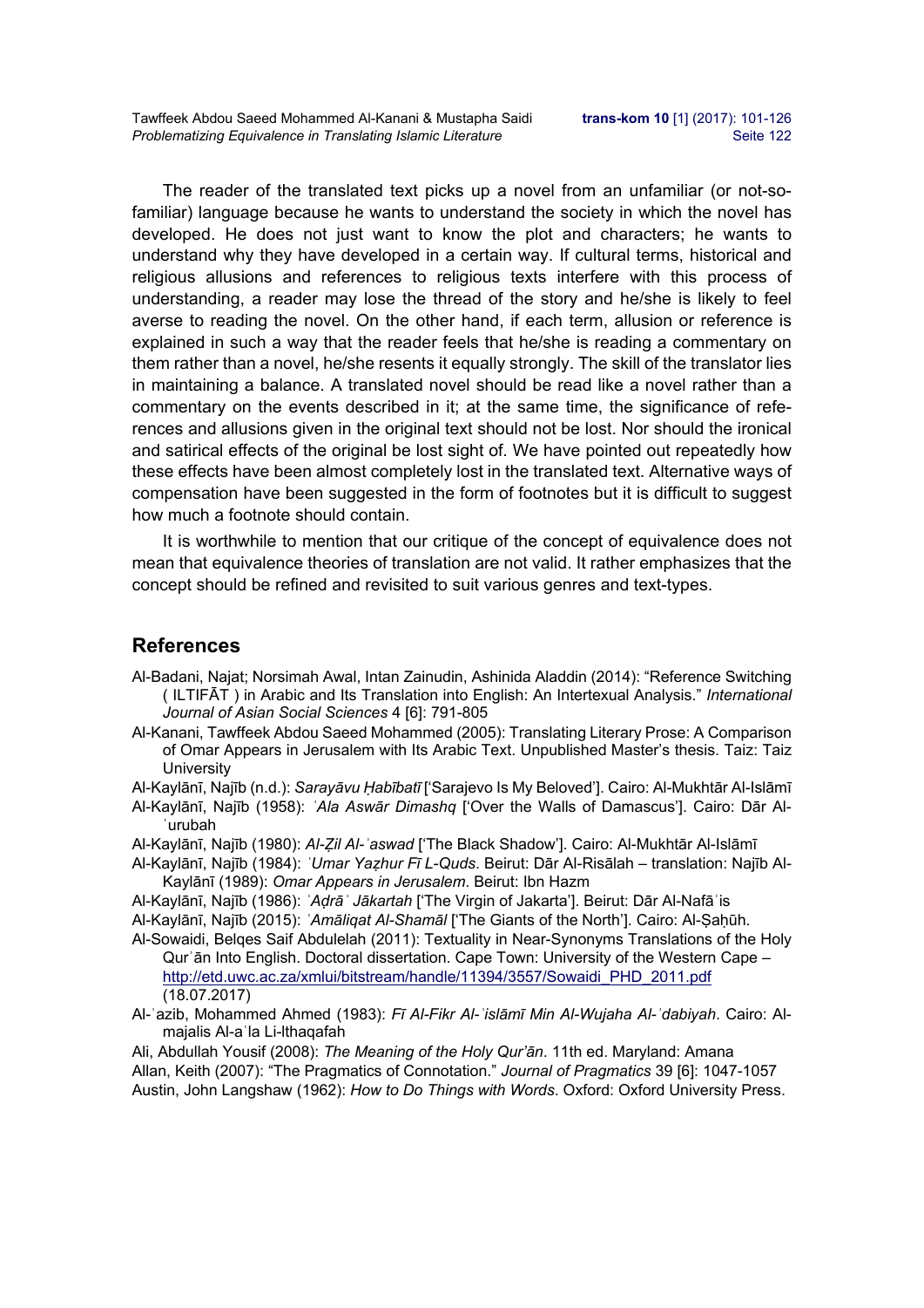The reader of the translated text picks up a novel from an unfamiliar (or not-so-familiar) language because he wants to understand the society in which the novel has developed. He does not just want to know the plot and characters; he wants to understand why they have developed in a certain way. If cultural terms, historical and religious allusions and references to religious texts interfere with this process of understanding, a reader may lose the thread of the story and he/she is likely to feel averse to reading the novel. On the other hand, if each term, allusion or reference is explained in such a way that the reader feels that he/she is reading a commentary on them rather than a novel, he/she resents it equally strongly. The skill of the translator lies in maintaining a balance. A translated novel should be read like a novel rather than a commentary on the events described in it; at the same time, the significance of references and allusions given in the original text should not be lost. Nor should the ironical and satirical effects of the original be lost sight of. We have pointed out repeatedly how these effects have been almost completely lost in the translated text. Alternative ways of compensation have been suggested in the form of footnotes but it is difficult to suggest how much a footnote should contain.

It is worthwhile to mention that our critique of the concept of equivalence does not mean that equivalence theories of translation are not valid. It rather emphasizes that the concept should be refined and revisited to suit various genres and text-types.

## References

Al-Badani, Najat; Norsimah Awal, Intan Zainudin, Ashinida Aladdin (2014): “Reference Switching ( ILTIFĀT ) in Arabic and Its Translation into English: An Intertexual Analysis.” *International Journal of Asian Social Sciences* 4 [6]: 791-805

Al-Kanani, Tawffeek Abdou Saeed Mohammed (2005): Translating Literary Prose: A Comparison of Omar Appears in Jerusalem with Its Arabic Text. Unpublished Master’s thesis. Taiz: Taiz University

Al-Kaylānī, Najīb (n.d.): *Sarayāvu Ḥabībatī* [‘Sarajevo Is My Beloved’]. Cairo: Al-Mukhtār Al-Islāmī

Al-Kaylānī, Najīb (1958): *ʿAla Aswār Dimashq* [‘Over the Walls of Damascus’]. Cairo: Dār Al-ʿurubah

Al-Kaylānī, Najīb (1980): *Al-Ẓil Al-ʾaswad* [‘The Black Shadow’]. Cairo: Al-Mukhtār Al-Islāmī

Al-Kaylānī, Najīb (1984): *ʿUmar Yaẓhur Fī L-Quds*. Beirut: Dār Al-Risālah – translation: Najīb Al-Kaylānī (1989): *Omar Appears in Jerusalem*. Beirut: Ibn Hazm

Al-Kaylānī, Najīb (1986): *ʿAḍrāʾ Jākartah* [‘The Virgin of Jakarta’]. Beirut: Dār Al-Nafāʾis

Al-Kaylānī, Najīb (2015): *ʿAmāliqat Al-Shamāl* [‘The Giants of the North’]. Cairo: Al-Ṣaḥūh.

Al-Sowaidi, Belqes Saif Abdulelah (2011): Textuality in Near-Synonyms Translations of the Holy Qurʾān Into English. Doctoral dissertation. Cape Town: University of the Western Cape – http://etd.uwc.ac.za/xmlui/bitstream/handle/11394/3557/Sowaidi_PHD_2011.pdf (18.07.2017)

Al-ʿazib, Mohammed Ahmed (1983): *Fī Al-Fikr Al-ʾislāmī Min Al-Wujaha Al-ʾdabiyah*. Cairo: Al-majalis Al-aʿla Li-lthaqafah

Ali, Abdullah Yousif (2008): *The Meaning of the Holy Qur’ān*. 11th ed. Maryland: Amana

Allan, Keith (2007): “The Pragmatics of Connotation.” *Journal of Pragmatics* 39 [6]: 1047-1057

Austin, John Langshaw (1962): *How to Do Things with Words*. Oxford: Oxford University Press.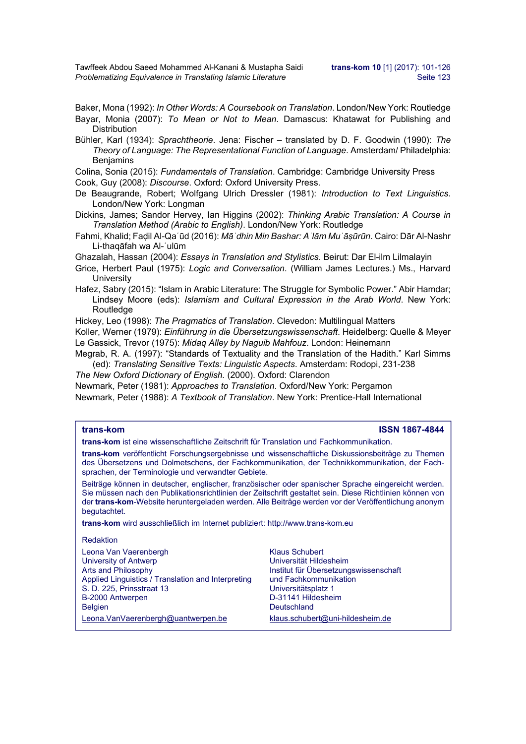Baker, Mona (1992): *In Other Words: A Coursebook on Translation*. London/New York: Routledge

Bayar, Monia (2007): *To Mean or Not to Mean*. Damascus: Khatawat for Publishing and Distribution

Bühler, Karl (1934): *Sprachtheorie*. Jena: Fischer – translated by D. F. Goodwin (1990): *The Theory of Language: The Representational Function of Language*. Amsterdam/ Philadelphia: Benjamins

Colina, Sonia (2015): *Fundamentals of Translation*. Cambridge: Cambridge University Press

Cook, Guy (2008): *Discourse*. Oxford: Oxford University Press.

De Beaugrande, Robert; Wolfgang Ulrich Dressler (1981): *Introduction to Text Linguistics*. London/New York: Longman

Dickins, James; Sandor Hervey, Ian Higgins (2002): *Thinking Arabic Translation: A Course in Translation Method (Arabic to English)*. London/New York: Routledge

Fahmi, Khalid; Faḍil Al-Qaʿūd (2016): *Māʾdhin Min Bashar: Aʿlām Muʿāṣūrūn*. Cairo: Dār Al-Nashr Li-thaqāfah wa Al-ʿulūm

Ghazalah, Hassan (2004): *Essays in Translation and Stylistics*. Beirut: Dar El-ilm Lilmalayin

Grice, Herbert Paul (1975): *Logic and Conversation*. (William James Lectures.) Ms., Harvard University

Hafez, Sabry (2015): "Islam in Arabic Literature: The Struggle for Symbolic Power." Abir Hamdar; Lindsey Moore (eds): *Islamism and Cultural Expression in the Arab World*. New York: Routledge

Hickey, Leo (1998): *The Pragmatics of Translation*. Clevedon: Multilingual Matters

Koller, Werner (1979): *Einführung in die Übersetzungswissenschaft*. Heidelberg: Quelle & Meyer

Le Gassick, Trevor (1975): *Midaq Alley by Naguib Mahfouz*. London: Heinemann

Megrab, R. A. (1997): "Standards of Textuality and the Translation of the Hadith." Karl Simms (ed): *Translating Sensitive Texts: Linguistic Aspects*. Amsterdam: Rodopi, 231-238

*The New Oxford Dictionary of English.* (2000). Oxford: Clarendon

Newmark, Peter (1981): *Approaches to Translation*. Oxford/New York: Pergamon

Newmark, Peter (1988): *A Textbook of Translation*. New York: Prentice-Hall International

---

**trans-kom** **ISSN 1867-4844**

**trans-kom** ist eine wissenschaftliche Zeitschrift für Translation und Fachkommunikation.

**trans-kom** veröffentlicht Forschungsergebnisse und wissenschaftliche Diskussionsbeiträge zu Themen des Übersetzens und Dolmetschens, der Fachkommunikation, der Technikkommunikation, der Fachsprachen, der Terminologie und verwandter Gebiete.

Beiträge können in deutscher, englischer, französischer oder spanischer Sprache eingereicht werden. Sie müssen nach den Publikationsrichtlinien der Zeitschrift gestaltet sein. Diese Richtlinien können von der **trans-kom**-Website heruntergeladen werden. Alle Beiträge werden vor der Veröffentlichung anonym begutachtet.

**trans-kom** wird ausschließlich im Internet publiziert: http://www.trans-kom.eu

Redaktion

Leona Van Vaerenbergh
University of Antwerp
Arts and Philosophy
Applied Linguistics / Translation and Interpreting
S. D. 225, Prinsstraat 13
B-2000 Antwerpen
Belgien
Leona.VanVaerenbergh@uantwerpen.be

Klaus Schubert
Universität Hildesheim
Institut für Übersetzungswissenschaft und Fachkommunikation
Universitätsplatz 1
D-31141 Hildesheim
Deutschland
klaus.schubert@uni-hildesheim.de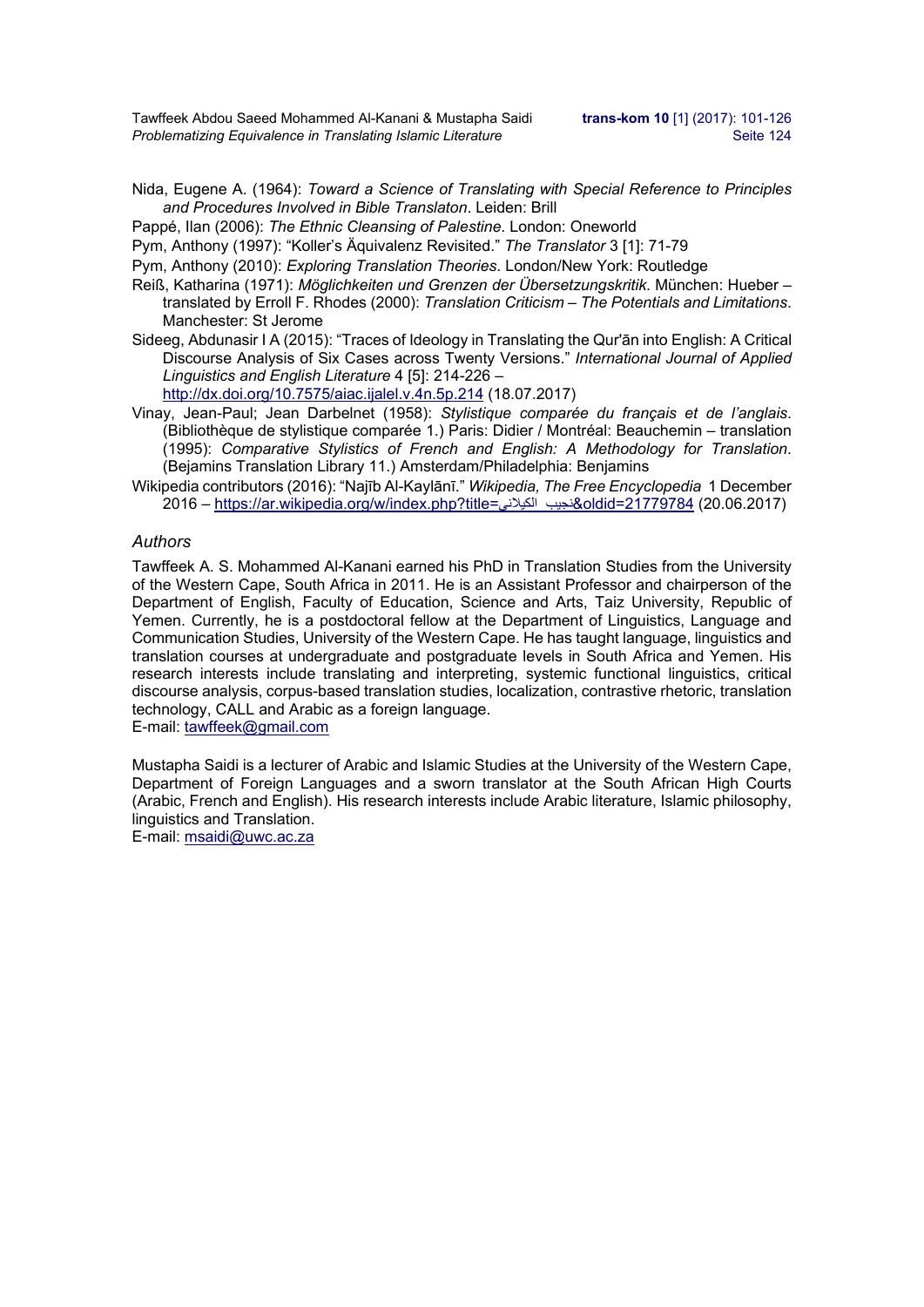Nida, Eugene A. (1964): *Toward a Science of Translating with Special Reference to Principles and Procedures Involved in Bible Translaton*. Leiden: Brill

Pappé, Ilan (2006): *The Ethnic Cleansing of Palestine*. London: Oneworld

Pym, Anthony (1997): "Koller's Äquivalenz Revisited." *The Translator* 3 [1]: 71-79

Pym, Anthony (2010): *Exploring Translation Theories*. London/New York: Routledge

Reiß, Katharina (1971): *Möglichkeiten und Grenzen der Übersetzungskritik*. München: Hueber – translated by Erroll F. Rhodes (2000): *Translation Criticism – The Potentials and Limitations*. Manchester: St Jerome

Sideeg, Abdunasir I A (2015): "Traces of Ideology in Translating the Qur'ān into English: A Critical Discourse Analysis of Six Cases across Twenty Versions." *International Journal of Applied Linguistics and English Literature* 4 [5]: 214-226 – http://dx.doi.org/10.7575/aiac.ijalel.v.4n.5p.214 (18.07.2017)

Vinay, Jean-Paul; Jean Darbelnet (1958): *Stylistique comparée du français et de l'anglais*. (Bibliothèque de stylistique comparée 1.) Paris: Didier / Montréal: Beauchemin – translation (1995): *Comparative Stylistics of French and English: A Methodology for Translation*. (Bejamins Translation Library 11.) Amsterdam/Philadelphia: Benjamins

Wikipedia contributors (2016): "Najīb Al-Kaylānī." *Wikipedia, The Free Encyclopedia* 1 December 2016 – https://ar.wikipedia.org/w/index.php?title=نجيب_الكيلاني&oldid=21779784 (20.06.2017)

## *Authors*

Tawffeek A. S. Mohammed Al-Kanani earned his PhD in Translation Studies from the University of the Western Cape, South Africa in 2011. He is an Assistant Professor and chairperson of the Department of English, Faculty of Education, Science and Arts, Taiz University, Republic of Yemen. Currently, he is a postdoctoral fellow at the Department of Linguistics, Language and Communication Studies, University of the Western Cape. He has taught language, linguistics and translation courses at undergraduate and postgraduate levels in South Africa and Yemen. His research interests include translating and interpreting, systemic functional linguistics, critical discourse analysis, corpus-based translation studies, localization, contrastive rhetoric, translation technology, CALL and Arabic as a foreign language.
E-mail: tawffeek@gmail.com

Mustapha Saidi is a lecturer of Arabic and Islamic Studies at the University of the Western Cape, Department of Foreign Languages and a sworn translator at the South African High Courts (Arabic, French and English). His research interests include Arabic literature, Islamic philosophy, linguistics and Translation.
E-mail: msaidi@uwc.ac.za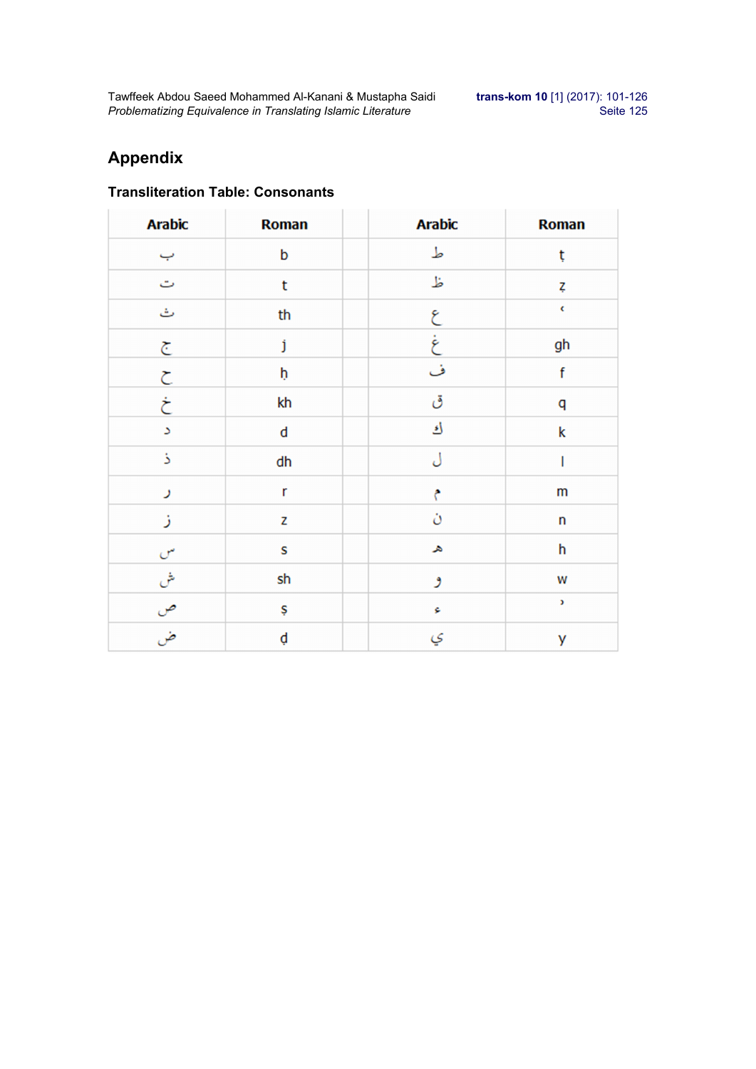## Appendix

### Transliteration Table: Consonants

| Arabic | Roman | | Arabic | Roman |
|---|---|---|---|---|
| ب | b | | ط | ṭ |
| ت | t | | ظ | ẓ |
| ث | th | | ع | ʿ |
| ج | j | | غ | gh |
| ح | ḥ | | ف | f |
| خ | kh | | ق | q |
| د | d | | ك | k |
| ذ | dh | | ل | l |
| ر | r | | م | m |
| ز | z | | ن | n |
| س | s | | ه | h |
| ش | sh | | و | w |
| ص | ṣ | | ء | ʾ |
| ض | ḍ | | ي | y |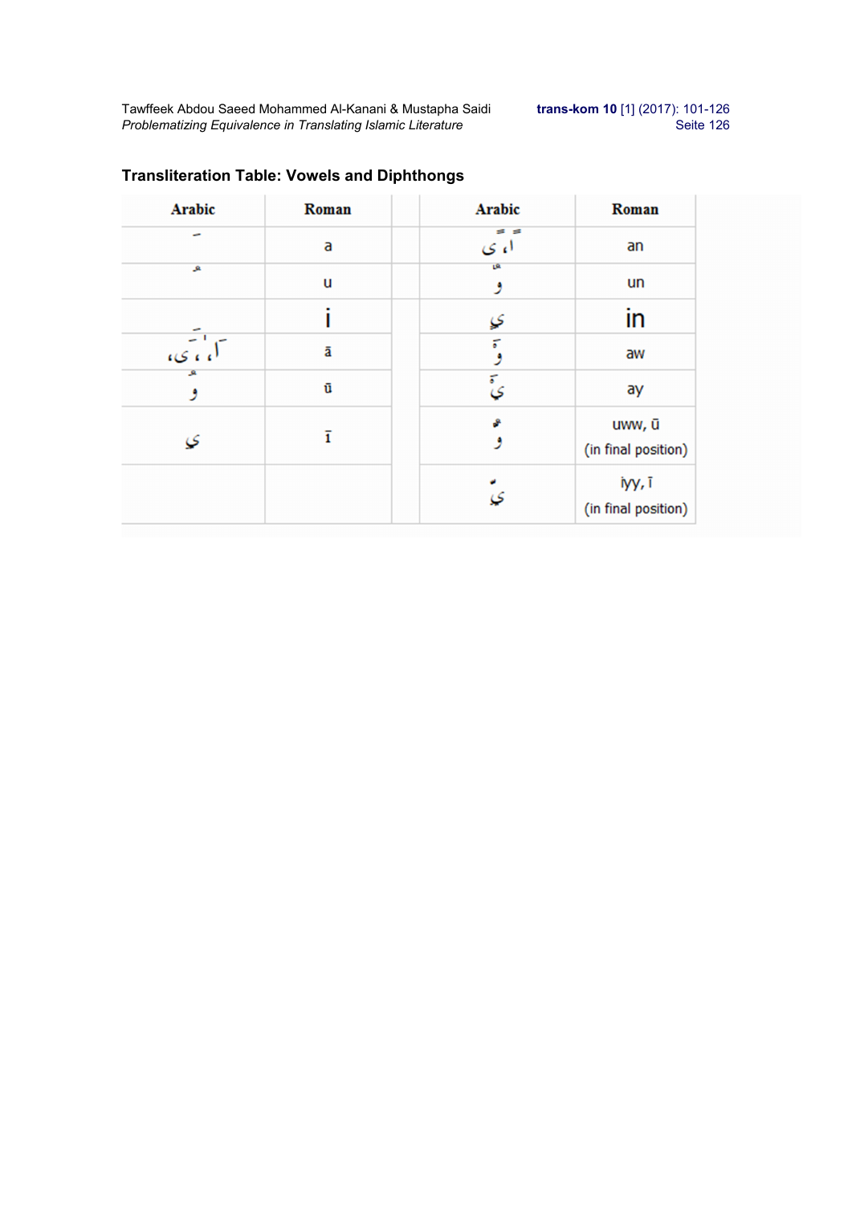## Transliteration Table: Vowels and Diphthongs

| Arabic | Roman | | Arabic | Roman |
|---|---|---|---|---|
| ـَ | a | | ـًا ، ـًى | an |
| ـُ | u | | ـٌو | un |
| ـِ | i | | ـٍي | in |
| آ ، ـَا ، ـَى ، | ā | | ـَوْ | aw |
| ـُو | ū | | ـَيْ | ay |
| ـِي | ī | | ـُوّ | uww, ū (in final position) |
| | | | ـِيّ | iyy, ī (in final position) |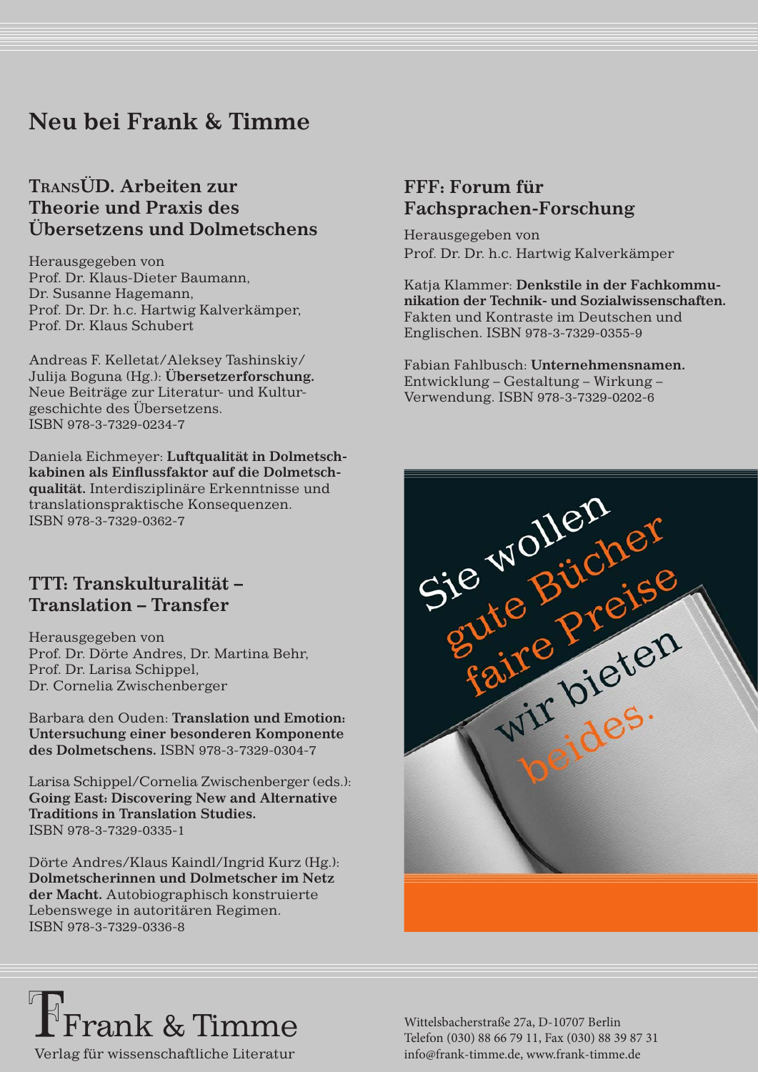# Neu bei Frank & Timme

## TransÜD. Arbeiten zur Theorie und Praxis des Übersetzens und Dolmetschens

Herausgegeben von
Prof. Dr. Klaus-Dieter Baumann,
Dr. Susanne Hagemann,
Prof. Dr. Dr. h.c. Hartwig Kalverkämper,
Prof. Dr. Klaus Schubert

Andreas F. Kelletat/Aleksey Tashinskiy/Julija Boguna (Hg.): **Übersetzerforschung.** Neue Beiträge zur Literatur- und Kulturgeschichte des Übersetzens. ISBN 978-3-7329-0234-7

Daniela Eichmeyer: **Luftqualität in Dolmetschkabinen als Einflussfaktor auf die Dolmetschqualität.** Interdisziplinäre Erkenntnisse und translationspraktische Konsequenzen. ISBN 978-3-7329-0362-7

## TTT: Transkulturalität – Translation – Transfer

Herausgegeben von
Prof. Dr. Dörte Andres, Dr. Martina Behr,
Prof. Dr. Larisa Schippel,
Dr. Cornelia Zwischenberger

Barbara den Ouden: **Translation und Emotion: Untersuchung einer besonderen Komponente des Dolmetschens.** ISBN 978-3-7329-0304-7

Larisa Schippel/Cornelia Zwischenberger (eds.): **Going East: Discovering New and Alternative Traditions in Translation Studies.** ISBN 978-3-7329-0335-1

Dörte Andres/Klaus Kaindl/Ingrid Kurz (Hg.): **Dolmetscherinnen und Dolmetscher im Netz der Macht.** Autobiographisch konstruierte Lebenswege in autoritären Regimen. ISBN 978-3-7329-0336-8

## FFF: Forum für Fachsprachen-Forschung

Herausgegeben von
Prof. Dr. Dr. h.c. Hartwig Kalverkämper

Katja Klammer: **Denkstile in der Fachkommunikation der Technik- und Sozialwissenschaften.** Fakten und Kontraste im Deutschen und Englischen. ISBN 978-3-7329-0355-9

Fabian Fahlbusch: **Unternehmensnamen.** Entwicklung – Gestaltung – Wirkung – Verwendung. ISBN 978-3-7329-0202-6

Sie wollen
gute Bücher
faire Preise
wir bieten
beides.

Frank & Timme
Verlag für wissenschaftliche Literatur

Wittelsbacherstraße 27a, D-10707 Berlin
Telefon (030) 88 66 79 11, Fax (030) 88 39 87 31
info@frank-timme.de, www.frank-timme.de